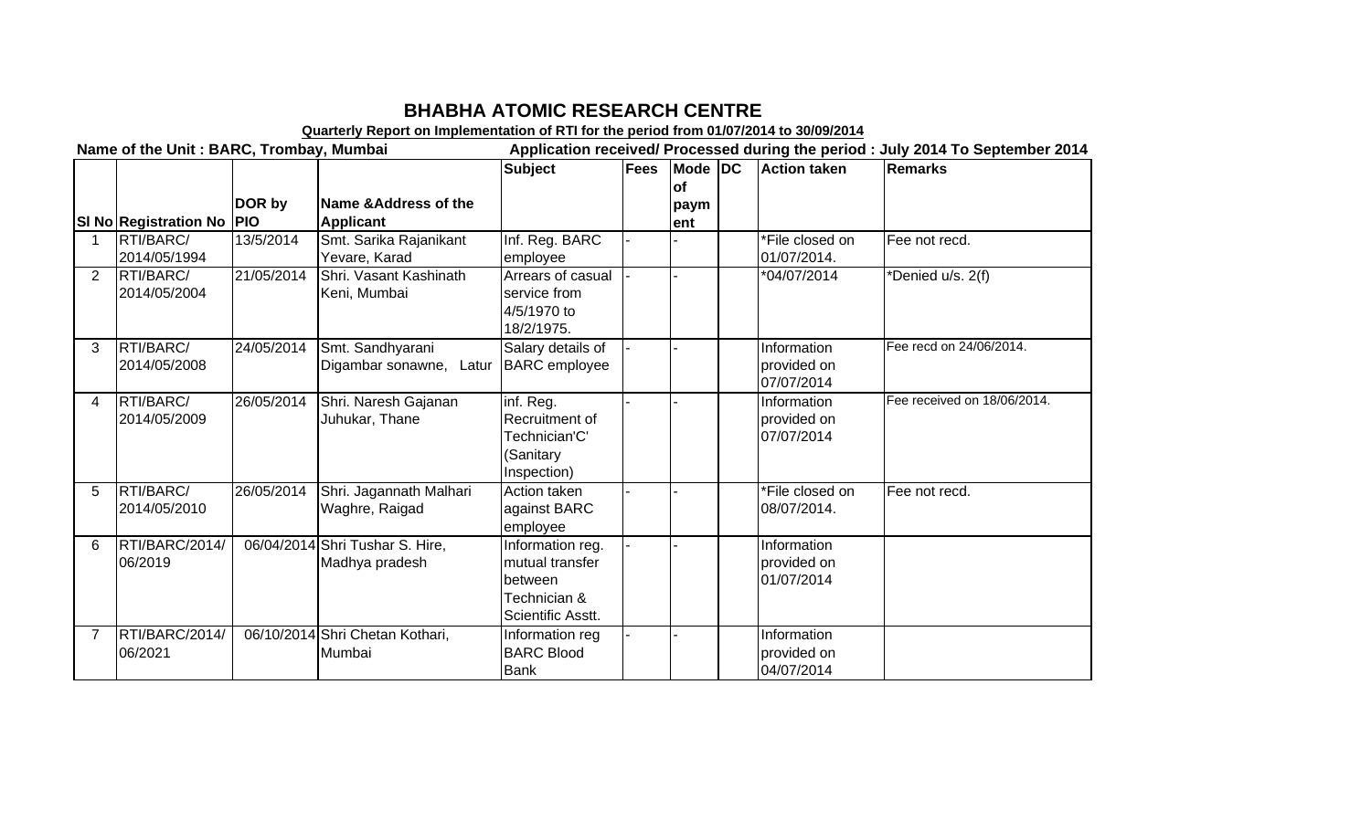# BHABHA ATOMIC RESEARCH CENTRE

**Quarterly Report on Implementation of RTI for the period from 01/07/2014 to 30/09/2014**

**Name of the Unit : BARC, Trombay, Mumbai** **Application received/ Processed during the period : July 2014 To September 2014**

| Sl No | Registration No | DOR by PIO | Name &Address of the Applicant | Subject | Fees | Mode of payment | DC | Action taken | Remarks |
|---|---|---|---|---|---|---|---|---|---|
| 1 | RTI/BARC/ 2014/05/1994 | 13/5/2014 | Smt. Sarika Rajanikant Yevare, Karad | Inf. Reg. BARC employee | - | - | | *File closed on 01/07/2014. | Fee not recd. |
| 2 | RTI/BARC/ 2014/05/2004 | 21/05/2014 | Shri. Vasant Kashinath Keni, Mumbai | Arrears of casual service from 4/5/1970 to 18/2/1975. | - | - | | *04/07/2014 | *Denied u/s. 2(f) |
| 3 | RTI/BARC/ 2014/05/2008 | 24/05/2014 | Smt. Sandhyarani Digambar sonawne, Latur | Salary details of BARC employee | - | - | | Information provided on 07/07/2014 | Fee recd on 24/06/2014. |
| 4 | RTI/BARC/ 2014/05/2009 | 26/05/2014 | Shri. Naresh Gajanan Juhukar, Thane | inf. Reg. Recruitment of Technician'C' (Sanitary Inspection) | - | - | | Information provided on 07/07/2014 | Fee received on 18/06/2014. |
| 5 | RTI/BARC/ 2014/05/2010 | 26/05/2014 | Shri. Jagannath Malhari Waghre, Raigad | Action taken against BARC employee | - | - | | *File closed on 08/07/2014. | Fee not recd. |
| 6 | RTI/BARC/2014/ 06/2019 | 06/04/2014 | Shri Tushar S. Hire, Madhya pradesh | Information reg. mutual transfer between Technician & Scientific Asstt. | - | - | | Information provided on 01/07/2014 | |
| 7 | RTI/BARC/2014/ 06/2021 | 06/10/2014 | Shri Chetan Kothari, Mumbai | Information reg BARC Blood Bank | - | - | | Information provided on 04/07/2014 | |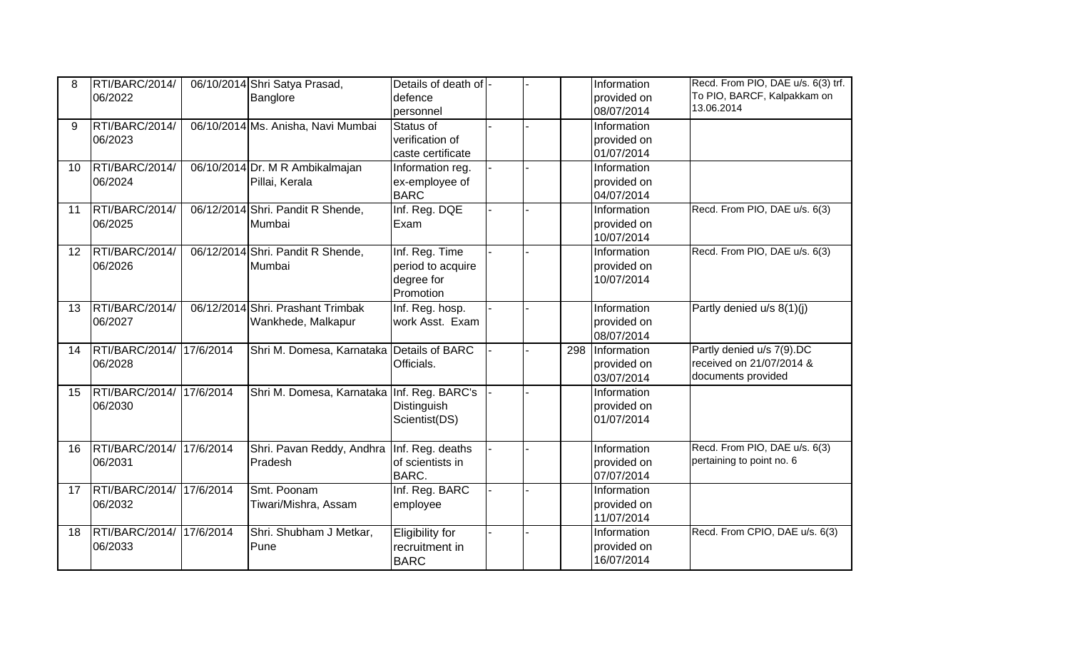| 8 | RTI/BARC/2014/06/2022 | 06/10/2014 | Shri Satya Prasad, Banglore | Details of death of defence personnel | - | - | | Information provided on 08/07/2014 | Recd. From PIO, DAE u/s. 6(3) trf. To PIO, BARCF, Kalpakkam on 13.06.2014 |
|---|---|---|---|---|---|---|---|---|---|
| 9 | RTI/BARC/2014/06/2023 | 06/10/2014 | Ms. Anisha, Navi Mumbai | Status of verification of caste certificate | - | - | | Information provided on 01/07/2014 | |
| 10 | RTI/BARC/2014/06/2024 | 06/10/2014 | Dr. M R Ambikalmajan Pillai, Kerala | Information reg. ex-employee of BARC | - | - | | Information provided on 04/07/2014 | |
| 11 | RTI/BARC/2014/06/2025 | 06/12/2014 | Shri. Pandit R Shende, Mumbai | Inf. Reg. DQE Exam | - | - | | Information provided on 10/07/2014 | Recd. From PIO, DAE u/s. 6(3) |
| 12 | RTI/BARC/2014/06/2026 | 06/12/2014 | Shri. Pandit R Shende, Mumbai | Inf. Reg. Time period to acquire degree for Promotion | - | - | | Information provided on 10/07/2014 | Recd. From PIO, DAE u/s. 6(3) |
| 13 | RTI/BARC/2014/06/2027 | 06/12/2014 | Shri. Prashant Trimbak Wankhede, Malkapur | Inf. Reg. hosp. work Asst. Exam | - | - | | Information provided on 08/07/2014 | Partly denied u/s 8(1)(j) |
| 14 | RTI/BARC/2014/06/2028 | 17/6/2014 | Shri M. Domesa, Karnataka | Details of BARC Officials. | - | - | 298 | Information provided on 03/07/2014 | Partly denied u/s 7(9).DC received on 21/07/2014 & documents provided |
| 15 | RTI/BARC/2014/06/2030 | 17/6/2014 | Shri M. Domesa, Karnataka | Inf. Reg. BARC's Distinguish Scientist(DS) | - | - | | Information provided on 01/07/2014 | |
| 16 | RTI/BARC/2014/06/2031 | 17/6/2014 | Shri. Pavan Reddy, Andhra Pradesh | Inf. Reg. deaths of scientists in BARC. | - | - | | Information provided on 07/07/2014 | Recd. From PIO, DAE u/s. 6(3) pertaining to point no. 6 |
| 17 | RTI/BARC/2014/06/2032 | 17/6/2014 | Smt. Poonam Tiwari/Mishra, Assam | Inf. Reg. BARC employee | - | - | | Information provided on 11/07/2014 | |
| 18 | RTI/BARC/2014/06/2033 | 17/6/2014 | Shri. Shubham J Metkar, Pune | Eligibility for recruitment in BARC | - | - | | Information provided on 16/07/2014 | Recd. From CPIO, DAE u/s. 6(3) |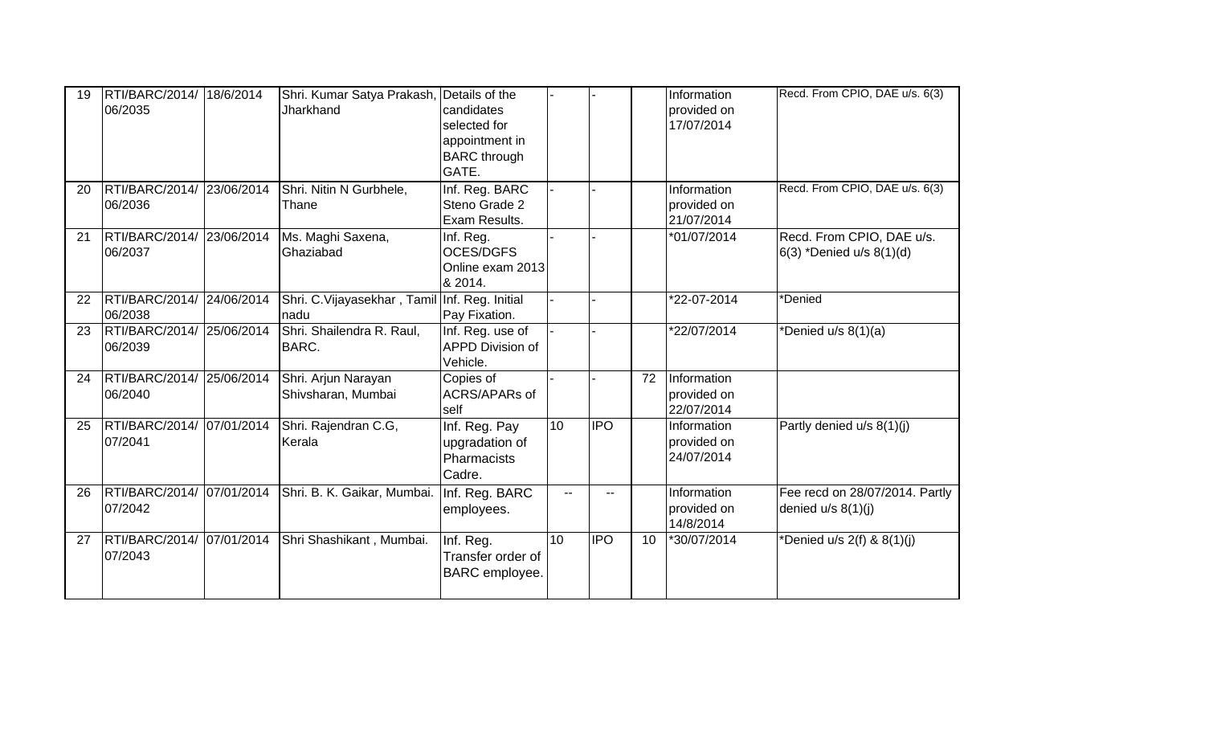| 19 | RTI/BARC/2014/ 06/2035 | 18/6/2014 | Shri. Kumar Satya Prakash, Jharkhand | Details of the candidates selected for appointment in BARC through GATE. | - | - | | Information provided on 17/07/2014 | Recd. From CPIO, DAE u/s. 6(3) |
|---|---|---|---|---|---|---|---|---|---|
| 20 | RTI/BARC/2014/ 06/2036 | 23/06/2014 | Shri. Nitin N Gurbhele, Thane | Inf. Reg. BARC Steno Grade 2 Exam Results. | - | - | | Information provided on 21/07/2014 | Recd. From CPIO, DAE u/s. 6(3) |
| 21 | RTI/BARC/2014/ 06/2037 | 23/06/2014 | Ms. Maghi Saxena, Ghaziabad | Inf. Reg. OCES/DGFS Online exam 2013 & 2014. | - | - | | *01/07/2014 | Recd. From CPIO, DAE u/s. 6(3) *Denied u/s 8(1)(d) |
| 22 | RTI/BARC/2014/ 06/2038 | 24/06/2014 | Shri. C.Vijayasekhar , Tamil nadu | Inf. Reg. Initial Pay Fixation. | - | - | | *22-07-2014 | *Denied |
| 23 | RTI/BARC/2014/ 06/2039 | 25/06/2014 | Shri. Shailendra R. Raul, BARC. | Inf. Reg. use of APPD Division of Vehicle. | - | - | | *22/07/2014 | *Denied u/s 8(1)(a) |
| 24 | RTI/BARC/2014/ 06/2040 | 25/06/2014 | Shri. Arjun Narayan Shivsharan, Mumbai | Copies of ACRS/APARs of self | - | - | 72 | Information provided on 22/07/2014 | |
| 25 | RTI/BARC/2014/ 07/2041 | 07/01/2014 | Shri. Rajendran C.G, Kerala | Inf. Reg. Pay upgradation of Pharmacists Cadre. | 10 | IPO | | Information provided on 24/07/2014 | Partly denied u/s 8(1)(j) |
| 26 | RTI/BARC/2014/ 07/2042 | 07/01/2014 | Shri. B. K. Gaikar, Mumbai. | Inf. Reg. BARC employees. | -- | -- | | Information provided on 14/8/2014 | Fee recd on 28/07/2014. Partly denied u/s 8(1)(j) |
| 27 | RTI/BARC/2014/ 07/2043 | 07/01/2014 | Shri Shashikant , Mumbai. | Inf. Reg. Transfer order of BARC employee. | 10 | IPO | 10 | *30/07/2014 | *Denied u/s 2(f) & 8(1)(j) |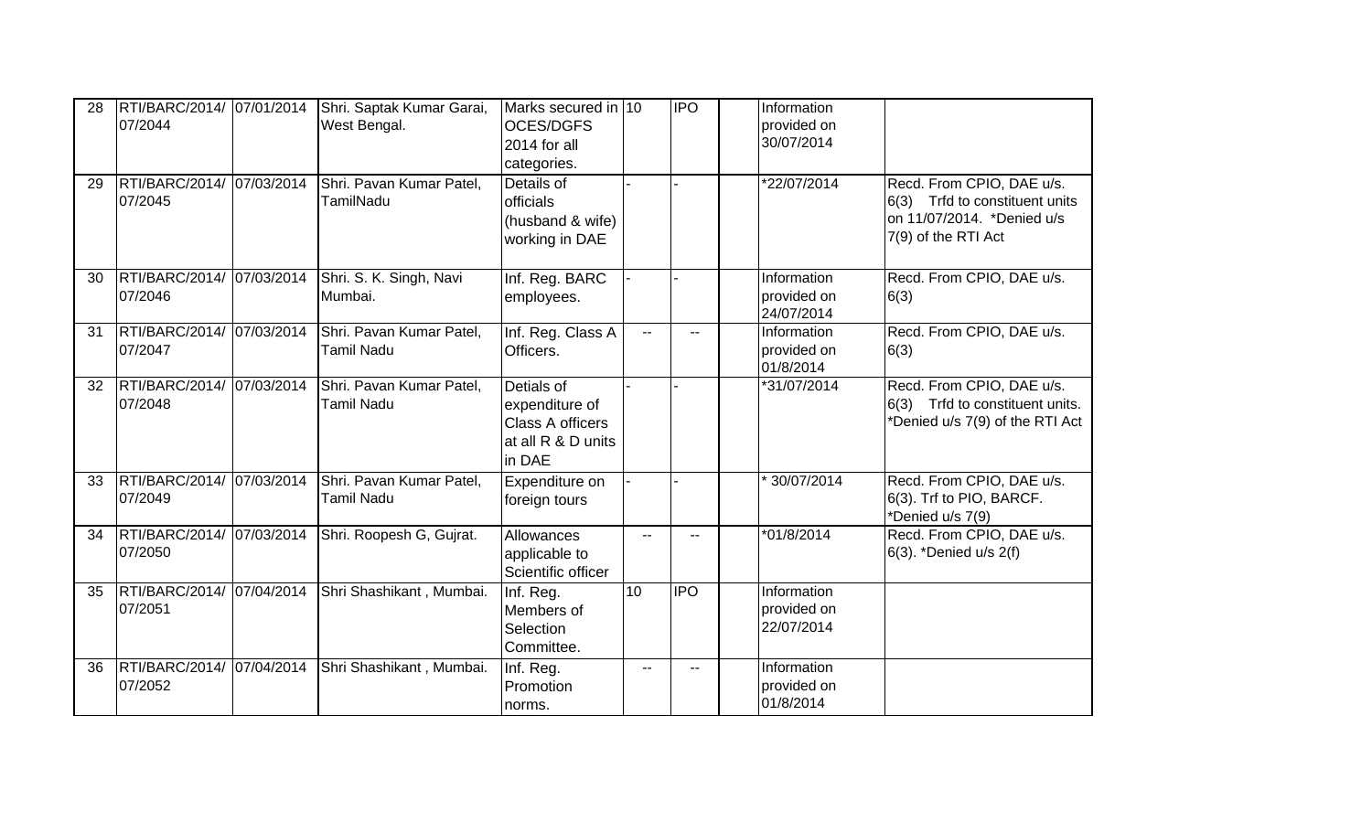| 28 | RTI/BARC/2014/ 07/2044 | 07/01/2014 | Shri. Saptak Kumar Garai, West Bengal. | Marks secured in OCES/DGFS 2014 for all categories. | 10 | IPO | | Information provided on 30/07/2014 | |
|---|---|---|---|---|---|---|---|---|---|
| 29 | RTI/BARC/2014/ 07/2045 | 07/03/2014 | Shri. Pavan Kumar Patel, TamilNadu | Details of officials (husband & wife) working in DAE | - | - | | *22/07/2014 | Recd. From CPIO, DAE u/s. 6(3) Trfd to constituent units on 11/07/2014. *Denied u/s 7(9) of the RTI Act |
| 30 | RTI/BARC/2014/ 07/2046 | 07/03/2014 | Shri. S. K. Singh, Navi Mumbai. | Inf. Reg. BARC employees. | - | - | | Information provided on 24/07/2014 | Recd. From CPIO, DAE u/s. 6(3) |
| 31 | RTI/BARC/2014/ 07/2047 | 07/03/2014 | Shri. Pavan Kumar Patel, Tamil Nadu | Inf. Reg. Class A Officers. | -- | -- | | Information provided on 01/8/2014 | Recd. From CPIO, DAE u/s. 6(3) |
| 32 | RTI/BARC/2014/ 07/2048 | 07/03/2014 | Shri. Pavan Kumar Patel, Tamil Nadu | Detials of expenditure of Class A officers at all R & D units in DAE | - | - | | *31/07/2014 | Recd. From CPIO, DAE u/s. 6(3) Trfd to constituent units. *Denied u/s 7(9) of the RTI Act |
| 33 | RTI/BARC/2014/ 07/2049 | 07/03/2014 | Shri. Pavan Kumar Patel, Tamil Nadu | Expenditure on foreign tours | - | - | | * 30/07/2014 | Recd. From CPIO, DAE u/s. 6(3). Trf to PIO, BARCF. *Denied u/s 7(9) |
| 34 | RTI/BARC/2014/ 07/2050 | 07/03/2014 | Shri. Roopesh G, Gujrat. | Allowances applicable to Scientific officer | -- | -- | | *01/8/2014 | Recd. From CPIO, DAE u/s. 6(3). *Denied u/s 2(f) |
| 35 | RTI/BARC/2014/ 07/2051 | 07/04/2014 | Shri Shashikant , Mumbai. | Inf. Reg. Members of Selection Committee. | 10 | IPO | | Information provided on 22/07/2014 | |
| 36 | RTI/BARC/2014/ 07/2052 | 07/04/2014 | Shri Shashikant , Mumbai. | Inf. Reg. Promotion norms. | -- | -- | | Information provided on 01/8/2014 | |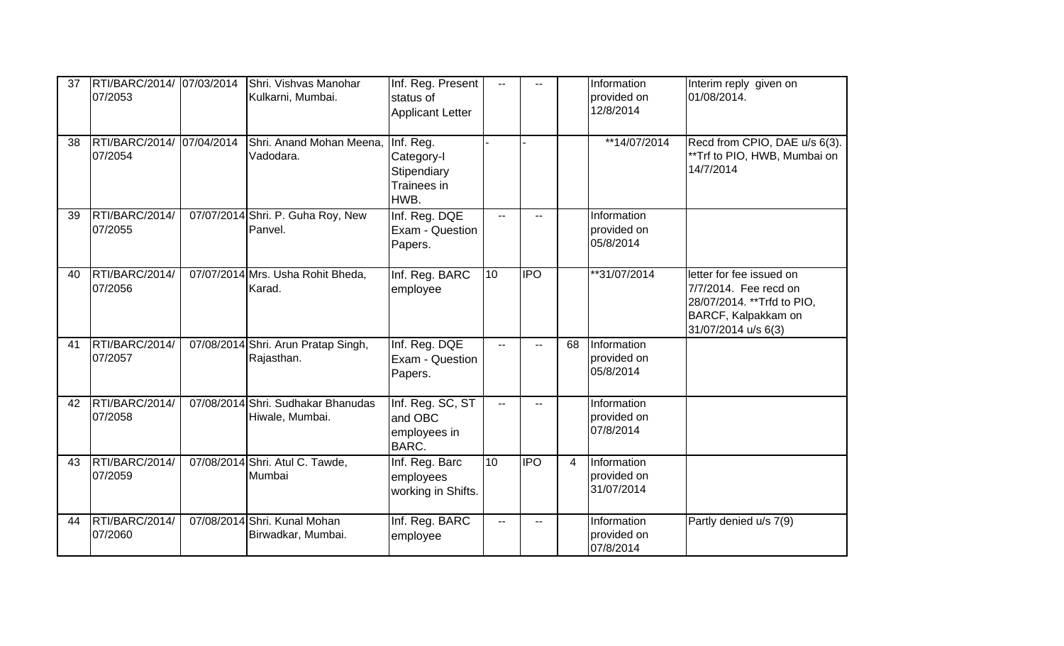| 37 | RTI/BARC/2014/ 07/2053 | 07/03/2014 | Shri. Vishvas Manohar Kulkarni, Mumbai. | Inf. Reg. Present status of Applicant Letter | -- | -- | | Information provided on 12/8/2014 | Interim reply given on 01/08/2014. |
|---|---|---|---|---|---|---|---|---|---|
| 38 | RTI/BARC/2014/ 07/2054 | 07/04/2014 | Shri. Anand Mohan Meena, Vadodara. | Inf. Reg. Category-I Stipendiary Trainees in HWB. | - | - | | **14/07/2014 | Recd from CPIO, DAE u/s 6(3). **Trf to PIO, HWB, Mumbai on 14/7/2014 |
| 39 | RTI/BARC/2014/ 07/2055 | 07/07/2014 | Shri. P. Guha Roy, New Panvel. | Inf. Reg. DQE Exam - Question Papers. | -- | -- | | Information provided on 05/8/2014 | |
| 40 | RTI/BARC/2014/ 07/2056 | 07/07/2014 | Mrs. Usha Rohit Bheda, Karad. | Inf. Reg. BARC employee | 10 | IPO | | **31/07/2014 | letter for fee issued on 7/7/2014. Fee recd on 28/07/2014. **Trfd to PIO, BARCF, Kalpakkam on 31/07/2014 u/s 6(3) |
| 41 | RTI/BARC/2014/ 07/2057 | 07/08/2014 | Shri. Arun Pratap Singh, Rajasthan. | Inf. Reg. DQE Exam - Question Papers. | -- | -- | 68 | Information provided on 05/8/2014 | |
| 42 | RTI/BARC/2014/ 07/2058 | 07/08/2014 | Shri. Sudhakar Bhanudas Hiwale, Mumbai. | Inf. Reg. SC, ST and OBC employees in BARC. | -- | -- | | Information provided on 07/8/2014 | |
| 43 | RTI/BARC/2014/ 07/2059 | 07/08/2014 | Shri. Atul C. Tawde, Mumbai | Inf. Reg. Barc employees working in Shifts. | 10 | IPO | 4 | Information provided on 31/07/2014 | |
| 44 | RTI/BARC/2014/ 07/2060 | 07/08/2014 | Shri. Kunal Mohan Birwadkar, Mumbai. | Inf. Reg. BARC employee | -- | -- | | Information provided on 07/8/2014 | Partly denied u/s 7(9) |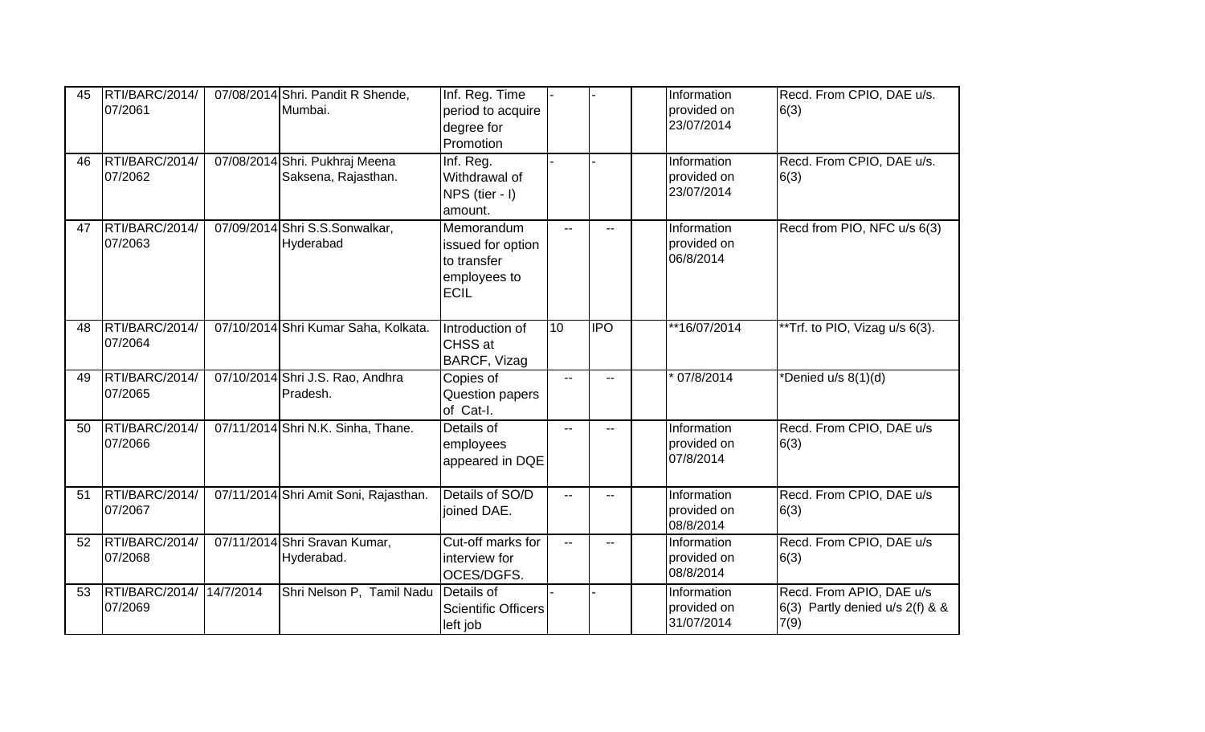| 45 | RTI/BARC/2014/ 07/2061 | 07/08/2014 | Shri. Pandit R Shende, Mumbai. | Inf. Reg. Time period to acquire degree for Promotion | - | - | | Information provided on 23/07/2014 | Recd. From CPIO, DAE u/s. 6(3) |
|---|---|---|---|---|---|---|---|---|---|
| 46 | RTI/BARC/2014/ 07/2062 | 07/08/2014 | Shri. Pukhraj Meena Saksena, Rajasthan. | Inf. Reg. Withdrawal of NPS (tier - I) amount. | - | - | | Information provided on 23/07/2014 | Recd. From CPIO, DAE u/s. 6(3) |
| 47 | RTI/BARC/2014/ 07/2063 | 07/09/2014 | Shri S.S.Sonwalkar, Hyderabad | Memorandum issued for option to transfer employees to ECIL | -- | -- | | Information provided on 06/8/2014 | Recd from PIO, NFC u/s 6(3) |
| 48 | RTI/BARC/2014/ 07/2064 | 07/10/2014 | Shri Kumar Saha, Kolkata. | Introduction of CHSS at BARCF, Vizag | 10 | IPO | | **16/07/2014 | **Trf. to PIO, Vizag u/s 6(3). |
| 49 | RTI/BARC/2014/ 07/2065 | 07/10/2014 | Shri J.S. Rao, Andhra Pradesh. | Copies of Question papers of Cat-I. | -- | -- | | * 07/8/2014 | *Denied u/s 8(1)(d) |
| 50 | RTI/BARC/2014/ 07/2066 | 07/11/2014 | Shri N.K. Sinha, Thane. | Details of employees appeared in DQE | -- | -- | | Information provided on 07/8/2014 | Recd. From CPIO, DAE u/s 6(3) |
| 51 | RTI/BARC/2014/ 07/2067 | 07/11/2014 | Shri Amit Soni, Rajasthan. | Details of SO/D joined DAE. | -- | -- | | Information provided on 08/8/2014 | Recd. From CPIO, DAE u/s 6(3) |
| 52 | RTI/BARC/2014/ 07/2068 | 07/11/2014 | Shri Sravan Kumar, Hyderabad. | Cut-off marks for interview for OCES/DGFS. | -- | -- | | Information provided on 08/8/2014 | Recd. From CPIO, DAE u/s 6(3) |
| 53 | RTI/BARC/2014/ 07/2069 | 14/7/2014 | Shri Nelson P, Tamil Nadu | Details of Scientific Officers left job | - | - | | Information provided on 31/07/2014 | Recd. From APIO, DAE u/s 6(3) Partly denied u/s 2(f) & & 7(9) |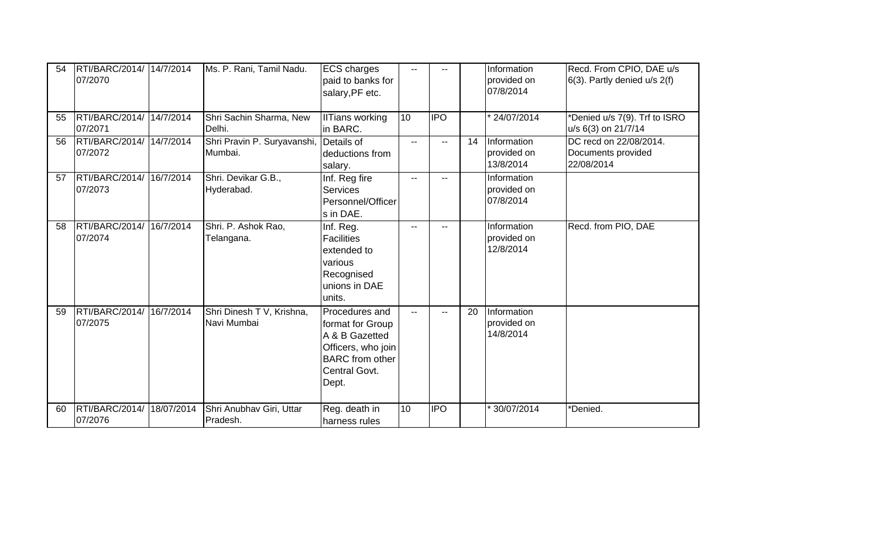| 54 | RTI/BARC/2014/07/2070 | 14/7/2014 | Ms. P. Rani, Tamil Nadu. | ECS charges paid to banks for salary,PF etc. | -- | -- | | Information provided on 07/8/2014 | Recd. From CPIO, DAE u/s 6(3). Partly denied u/s 2(f) |
|---|---|---|---|---|---|---|---|---|---|
| 55 | RTI/BARC/2014/07/2071 | 14/7/2014 | Shri Sachin Sharma, New Delhi. | IITians working in BARC. | 10 | IPO | | * 24/07/2014 | *Denied u/s 7(9). Trf to ISRO u/s 6(3) on 21/7/14 |
| 56 | RTI/BARC/2014/07/2072 | 14/7/2014 | Shri Pravin P. Suryavanshi, Mumbai. | Details of deductions from salary. | -- | -- | 14 | Information provided on 13/8/2014 | DC recd on 22/08/2014. Documents provided 22/08/2014 |
| 57 | RTI/BARC/2014/07/2073 | 16/7/2014 | Shri. Devikar G.B., Hyderabad. | Inf. Reg fire Services Personnel/Officers in DAE. | -- | -- | | Information provided on 07/8/2014 | |
| 58 | RTI/BARC/2014/07/2074 | 16/7/2014 | Shri. P. Ashok Rao, Telangana. | Inf. Reg. Facilities extended to various Recognised unions in DAE units. | -- | -- | | Information provided on 12/8/2014 | Recd. from PIO, DAE |
| 59 | RTI/BARC/2014/07/2075 | 16/7/2014 | Shri Dinesh T V, Krishna, Navi Mumbai | Procedures and format for Group A & B Gazetted Officers, who join BARC from other Central Govt. Dept. | -- | -- | 20 | Information provided on 14/8/2014 | |
| 60 | RTI/BARC/2014/07/2076 | 18/07/2014 | Shri Anubhav Giri, Uttar Pradesh. | Reg. death in harness rules | 10 | IPO | | * 30/07/2014 | *Denied. |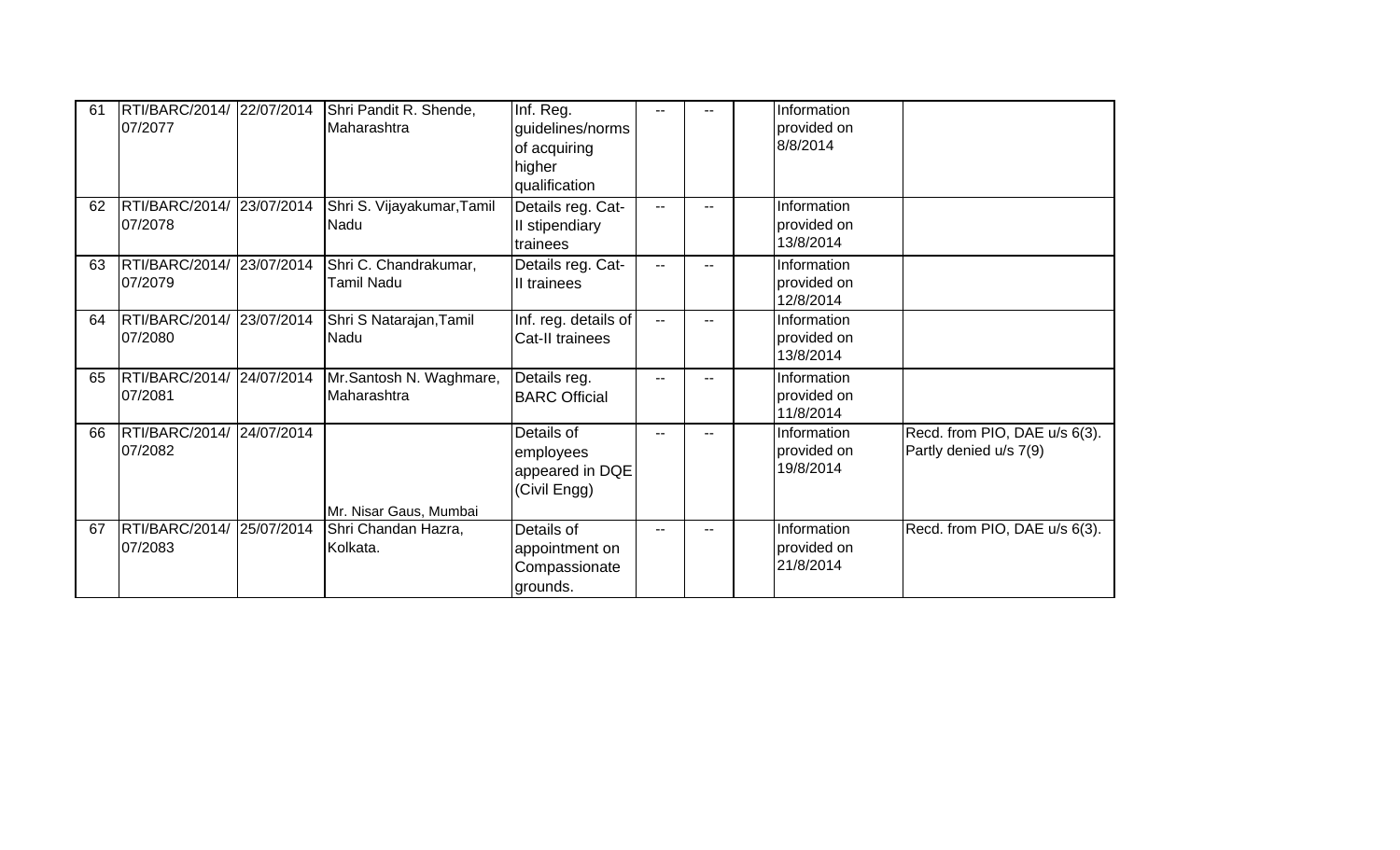| 61 | RTI/BARC/2014/07/2077 | 22/07/2014 | Shri Pandit R. Shende, Maharashtra | Inf. Reg. guidelines/norms of acquiring higher qualification | -- | -- | | Information provided on 8/8/2014 | |
|---|---|---|---|---|---|---|---|---|---|
| 62 | RTI/BARC/2014/07/2078 | 23/07/2014 | Shri S. Vijayakumar,Tamil Nadu | Details reg. Cat-II stipendiary trainees | -- | -- | | Information provided on 13/8/2014 | |
| 63 | RTI/BARC/2014/07/2079 | 23/07/2014 | Shri C. Chandrakumar, Tamil Nadu | Details reg. Cat-II trainees | -- | -- | | Information provided on 12/8/2014 | |
| 64 | RTI/BARC/2014/07/2080 | 23/07/2014 | Shri S Natarajan,Tamil Nadu | Inf. reg. details of Cat-II trainees | -- | -- | | Information provided on 13/8/2014 | |
| 65 | RTI/BARC/2014/07/2081 | 24/07/2014 | Mr.Santosh N. Waghmare, Maharashtra | Details reg. BARC Official | -- | -- | | Information provided on 11/8/2014 | |
| 66 | RTI/BARC/2014/07/2082 | 24/07/2014 | Mr. Nisar Gaus, Mumbai | Details of employees appeared in DQE (Civil Engg) | -- | -- | | Information provided on 19/8/2014 | Recd. from PIO, DAE u/s 6(3). Partly denied u/s 7(9) |
| 67 | RTI/BARC/2014/07/2083 | 25/07/2014 | Shri Chandan Hazra, Kolkata. | Details of appointment on Compassionate grounds. | -- | -- | | Information provided on 21/8/2014 | Recd. from PIO, DAE u/s 6(3). |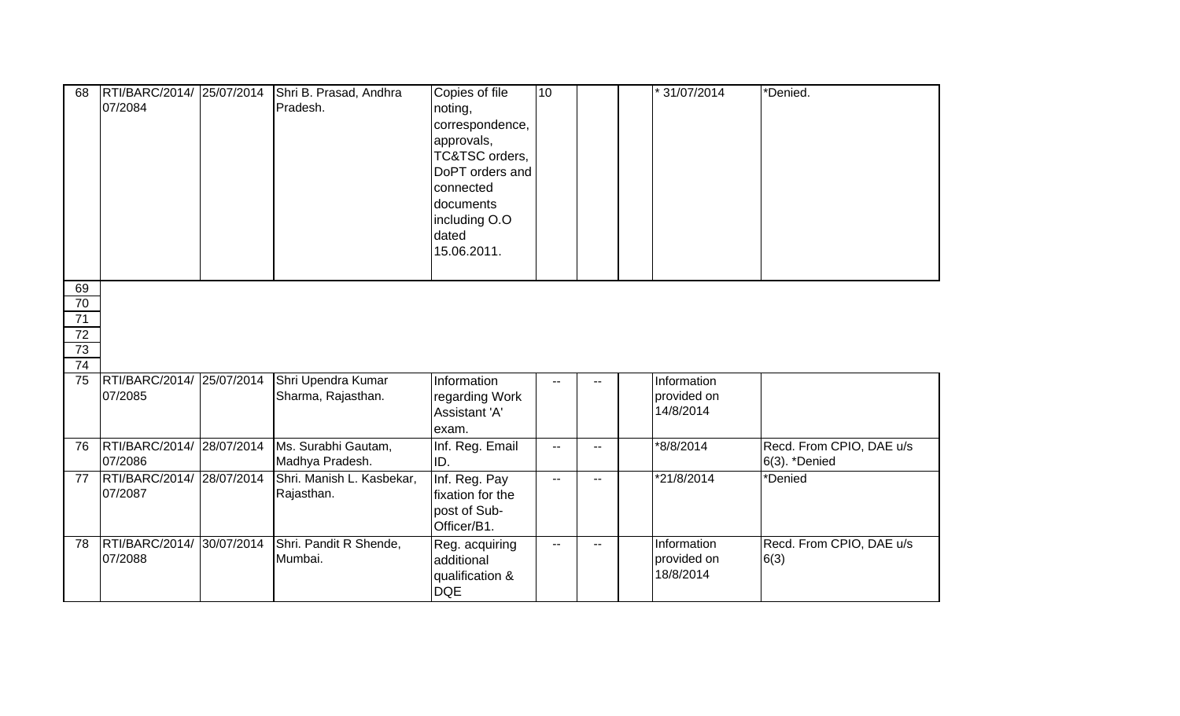| | | | | | | | | | |
|---|---|---|---|---|---|---|---|---|---|
| 68 | RTI/BARC/2014/ 07/2084 | 25/07/2014 | Shri B. Prasad, Andhra Pradesh. | Copies of file noting, correspondence, approvals, TC&TSC orders, DoPT orders and connected documents including O.O dated 15.06.2011. | 10 | | | * 31/07/2014 | *Denied. |
| 69 | | | | | | | | | |
| 70 | | | | | | | | | |
| 71 | | | | | | | | | |
| 72 | | | | | | | | | |
| 73 | | | | | | | | | |
| 74 | | | | | | | | | |
| 75 | RTI/BARC/2014/ 07/2085 | 25/07/2014 | Shri Upendra Kumar Sharma, Rajasthan. | Information regarding Work Assistant 'A' exam. | -- | -- | | Information provided on 14/8/2014 | |
| 76 | RTI/BARC/2014/ 07/2086 | 28/07/2014 | Ms. Surabhi Gautam, Madhya Pradesh. | Inf. Reg. Email ID. | -- | -- | | *8/8/2014 | Recd. From CPIO, DAE u/s 6(3). *Denied |
| 77 | RTI/BARC/2014/ 07/2087 | 28/07/2014 | Shri. Manish L. Kasbekar, Rajasthan. | Inf. Reg. Pay fixation for the post of Sub-Officer/B1. | -- | -- | | *21/8/2014 | *Denied |
| 78 | RTI/BARC/2014/ 07/2088 | 30/07/2014 | Shri. Pandit R Shende, Mumbai. | Reg. acquiring additional qualification & DQE | -- | -- | | Information provided on 18/8/2014 | Recd. From CPIO, DAE u/s 6(3) |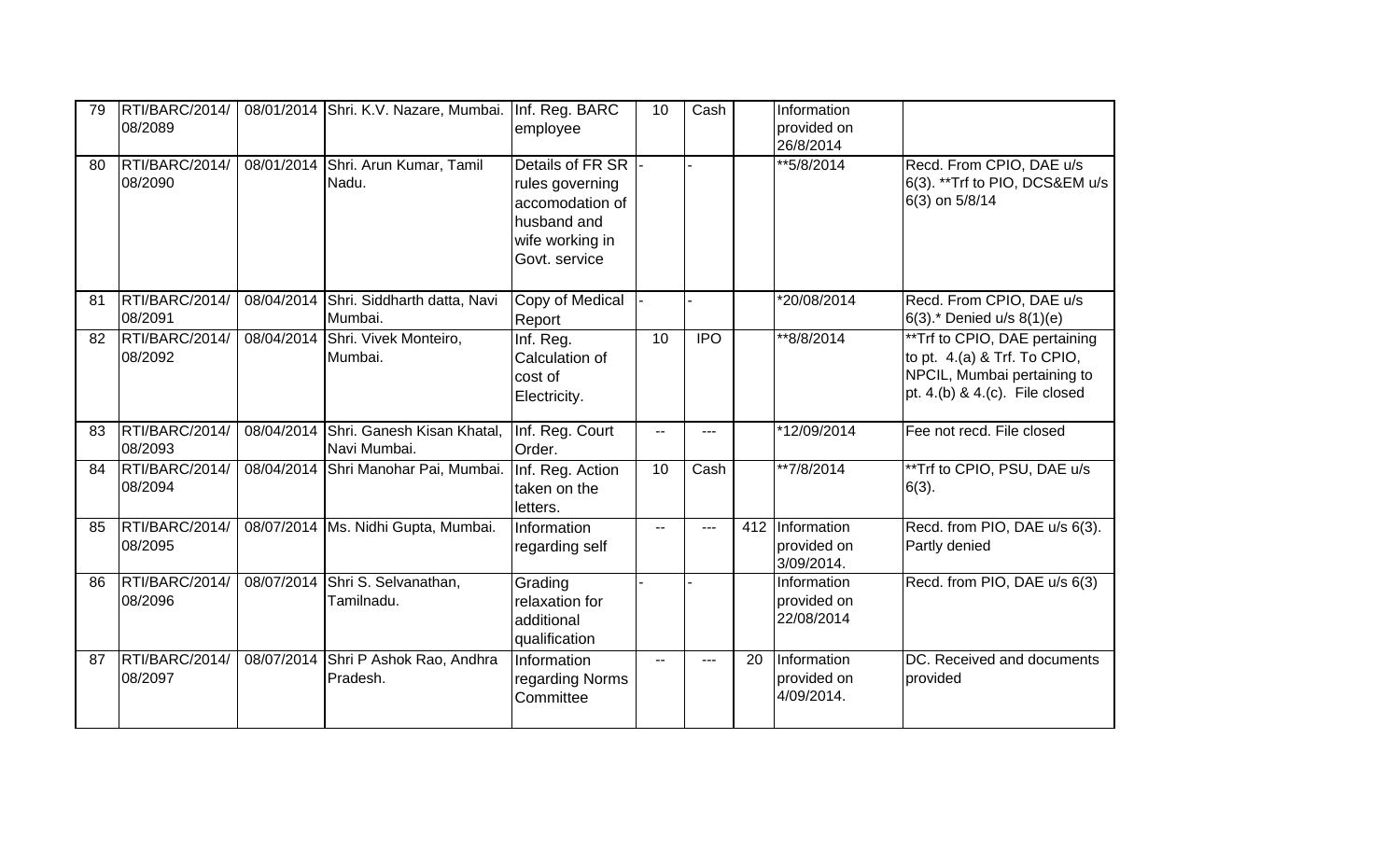| 79 | RTI/BARC/2014/ 08/2089 | 08/01/2014 | Shri. K.V. Nazare, Mumbai. | Inf. Reg. BARC employee | 10 | Cash | | Information provided on 26/8/2014 | |
|---|---|---|---|---|---|---|---|---|---|
| 80 | RTI/BARC/2014/ 08/2090 | 08/01/2014 | Shri. Arun Kumar, Tamil Nadu. | Details of FR SR rules governing accomodation of husband and wife working in Govt. service | - | - | | **5/8/2014 | Recd. From CPIO, DAE u/s 6(3). **Trf to PIO, DCS&EM u/s 6(3) on 5/8/14 |
| 81 | RTI/BARC/2014/ 08/2091 | 08/04/2014 | Shri. Siddharth datta, Navi Mumbai. | Copy of Medical Report | - | - | | *20/08/2014 | Recd. From CPIO, DAE u/s 6(3).* Denied u/s 8(1)(e) |
| 82 | RTI/BARC/2014/ 08/2092 | 08/04/2014 | Shri. Vivek Monteiro, Mumbai. | Inf. Reg. Calculation of cost of Electricity. | 10 | IPO | | **8/8/2014 | **Trf to CPIO, DAE pertaining to pt. 4.(a) & Trf. To CPIO, NPCIL, Mumbai pertaining to pt. 4.(b) & 4.(c). File closed |
| 83 | RTI/BARC/2014/ 08/2093 | 08/04/2014 | Shri. Ganesh Kisan Khatal, Navi Mumbai. | Inf. Reg. Court Order. | -- | --- | | *12/09/2014 | Fee not recd. File closed |
| 84 | RTI/BARC/2014/ 08/2094 | 08/04/2014 | Shri Manohar Pai, Mumbai. | Inf. Reg. Action taken on the letters. | 10 | Cash | | **7/8/2014 | **Trf to CPIO, PSU, DAE u/s 6(3). |
| 85 | RTI/BARC/2014/ 08/2095 | 08/07/2014 | Ms. Nidhi Gupta, Mumbai. | Information regarding self | -- | --- | 412 | Information provided on 3/09/2014. | Recd. from PIO, DAE u/s 6(3). Partly denied |
| 86 | RTI/BARC/2014/ 08/2096 | 08/07/2014 | Shri S. Selvanathan, Tamilnadu. | Grading relaxation for additional qualification | - | - | | Information provided on 22/08/2014 | Recd. from PIO, DAE u/s 6(3) |
| 87 | RTI/BARC/2014/ 08/2097 | 08/07/2014 | Shri P Ashok Rao, Andhra Pradesh. | Information regarding Norms Committee | -- | --- | 20 | Information provided on 4/09/2014. | DC. Received and documents provided |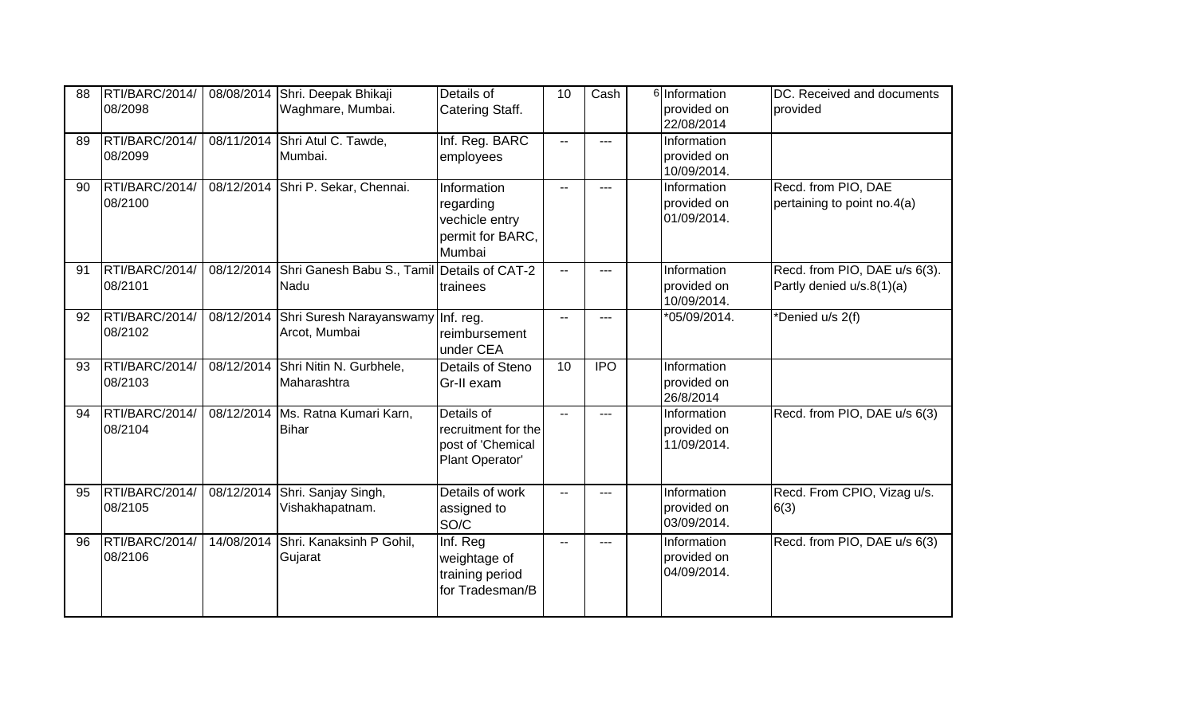| 88 | RTI/BARC/2014/ 08/2098 | 08/08/2014 | Shri. Deepak Bhikaji Waghmare, Mumbai. | Details of Catering Staff. | 10 | Cash | 6 | Information provided on 22/08/2014 | DC. Received and documents provided |
|---|---|---|---|---|---|---|---|---|---|
| 89 | RTI/BARC/2014/ 08/2099 | 08/11/2014 | Shri Atul C. Tawde, Mumbai. | Inf. Reg. BARC employees | -- | --- | | Information provided on 10/09/2014. | |
| 90 | RTI/BARC/2014/ 08/2100 | 08/12/2014 | Shri P. Sekar, Chennai. | Information regarding vechicle entry permit for BARC, Mumbai | -- | --- | | Information provided on 01/09/2014. | Recd. from PIO, DAE pertaining to point no.4(a) |
| 91 | RTI/BARC/2014/ 08/2101 | 08/12/2014 | Shri Ganesh Babu S., Tamil Nadu | Details of CAT-2 trainees | -- | --- | | Information provided on 10/09/2014. | Recd. from PIO, DAE u/s 6(3). Partly denied u/s.8(1)(a) |
| 92 | RTI/BARC/2014/ 08/2102 | 08/12/2014 | Shri Suresh Narayanswamy Arcot, Mumbai | Inf. reg. reimbursement under CEA | -- | --- | | *05/09/2014. | *Denied u/s 2(f) |
| 93 | RTI/BARC/2014/ 08/2103 | 08/12/2014 | Shri Nitin N. Gurbhele, Maharashtra | Details of Steno Gr-II exam | 10 | IPO | | Information provided on 26/8/2014 | |
| 94 | RTI/BARC/2014/ 08/2104 | 08/12/2014 | Ms. Ratna Kumari Karn, Bihar | Details of recruitment for the post of 'Chemical Plant Operator' | -- | --- | | Information provided on 11/09/2014. | Recd. from PIO, DAE u/s 6(3) |
| 95 | RTI/BARC/2014/ 08/2105 | 08/12/2014 | Shri. Sanjay Singh, Vishakhapatnam. | Details of work assigned to SO/C | -- | --- | | Information provided on 03/09/2014. | Recd. From CPIO, Vizag u/s. 6(3) |
| 96 | RTI/BARC/2014/ 08/2106 | 14/08/2014 | Shri. Kanaksinh P Gohil, Gujarat | Inf. Reg weightage of training period for Tradesman/B | -- | --- | | Information provided on 04/09/2014. | Recd. from PIO, DAE u/s 6(3) |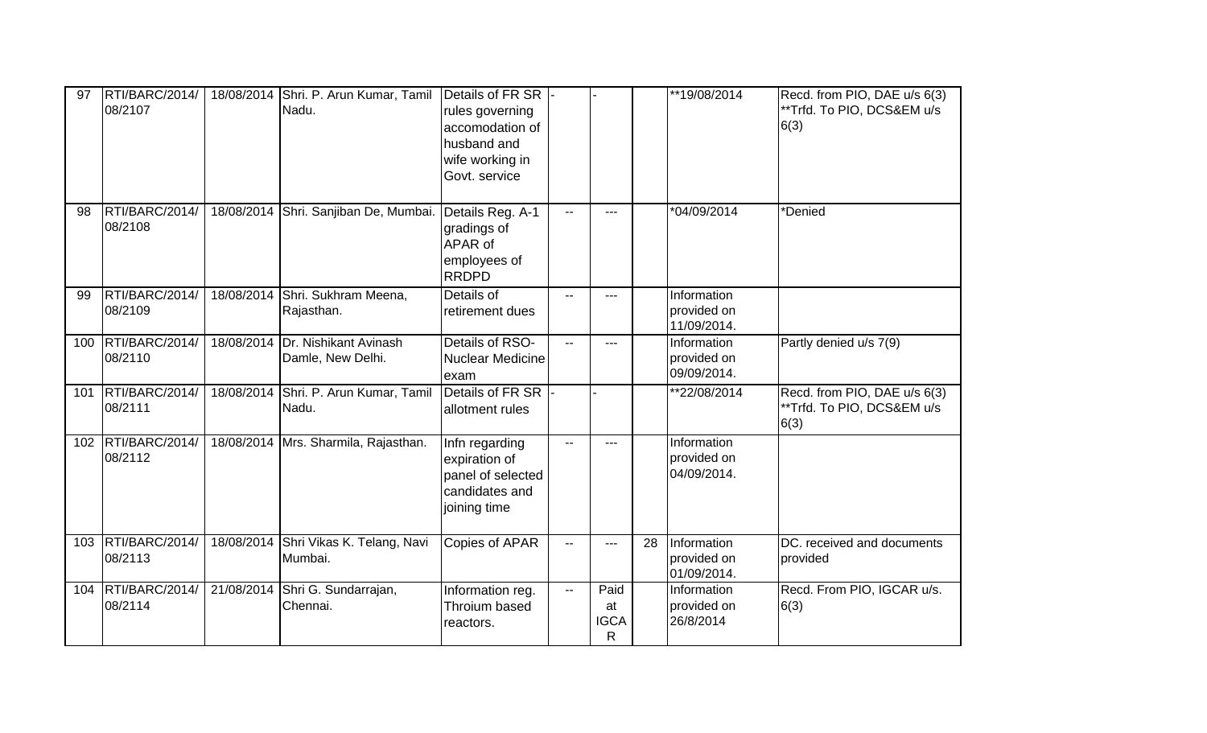| 97 | RTI/BARC/2014/08/2107 | 18/08/2014 | Shri. P. Arun Kumar, Tamil Nadu. | Details of FR SR rules governing accomodation of husband and wife working in Govt. service | - | - | | **19/08/2014 | Recd. from PIO, DAE u/s 6(3) **Trfd. To PIO, DCS&EM u/s 6(3) |
|---|---|---|---|---|---|---|---|---|---|
| 98 | RTI/BARC/2014/08/2108 | 18/08/2014 | Shri. Sanjiban De, Mumbai. | Details Reg. A-1 gradings of APAR of employees of RRDPD | -- | --- | | *04/09/2014 | *Denied |
| 99 | RTI/BARC/2014/08/2109 | 18/08/2014 | Shri. Sukhram Meena, Rajasthan. | Details of retirement dues | -- | --- | | Information provided on 11/09/2014. | |
| 100 | RTI/BARC/2014/08/2110 | 18/08/2014 | Dr. Nishikant Avinash Damle, New Delhi. | Details of RSO-Nuclear Medicine exam | -- | --- | | Information provided on 09/09/2014. | Partly denied u/s 7(9) |
| 101 | RTI/BARC/2014/08/2111 | 18/08/2014 | Shri. P. Arun Kumar, Tamil Nadu. | Details of FR SR allotment rules | - | - | | **22/08/2014 | Recd. from PIO, DAE u/s 6(3) **Trfd. To PIO, DCS&EM u/s 6(3) |
| 102 | RTI/BARC/2014/08/2112 | 18/08/2014 | Mrs. Sharmila, Rajasthan. | Infn regarding expiration of panel of selected candidates and joining time | -- | --- | | Information provided on 04/09/2014. | |
| 103 | RTI/BARC/2014/08/2113 | 18/08/2014 | Shri Vikas K. Telang, Navi Mumbai. | Copies of APAR | -- | --- | 28 | Information provided on 01/09/2014. | DC. received and documents provided |
| 104 | RTI/BARC/2014/08/2114 | 21/08/2014 | Shri G. Sundarrajan, Chennai. | Information reg. Throium based reactors. | -- | Paid at IGCAR | | Information provided on 26/8/2014 | Recd. From PIO, IGCAR u/s. 6(3) |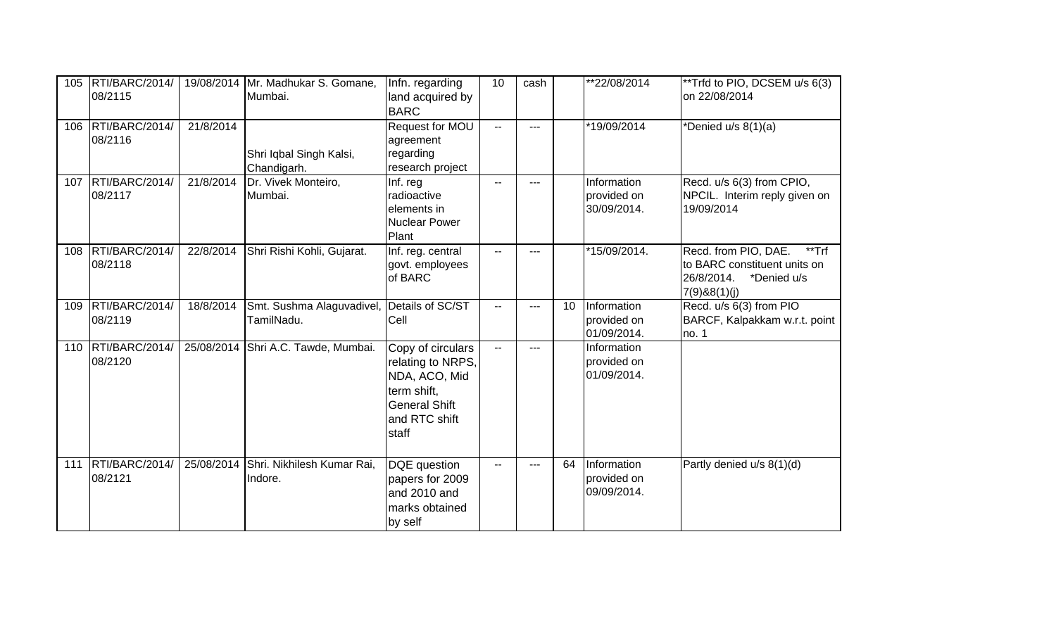| 105 | RTI/BARC/2014/ 08/2115 | 19/08/2014 | Mr. Madhukar S. Gomane, Mumbai. | Infn. regarding land acquired by BARC | 10 | cash | | **22/08/2014 | **Trfd to PIO, DCSEM u/s 6(3) on 22/08/2014 |
|---|---|---|---|---|---|---|---|---|---|
| 106 | RTI/BARC/2014/ 08/2116 | 21/8/2014 | Shri Iqbal Singh Kalsi, Chandigarh. | Request for MOU agreement regarding research project | -- | --- | | *19/09/2014 | *Denied u/s 8(1)(a) |
| 107 | RTI/BARC/2014/ 08/2117 | 21/8/2014 | Dr. Vivek Monteiro, Mumbai. | Inf. reg radioactive elements in Nuclear Power Plant | -- | --- | | Information provided on 30/09/2014. | Recd. u/s 6(3) from CPIO, NPCIL. Interim reply given on 19/09/2014 |
| 108 | RTI/BARC/2014/ 08/2118 | 22/8/2014 | Shri Rishi Kohli, Gujarat. | Inf. reg. central govt. employees of BARC | -- | --- | | *15/09/2014. | Recd. from PIO, DAE. **Trf to BARC constituent units on 26/8/2014. *Denied u/s 7(9)&8(1)(j) |
| 109 | RTI/BARC/2014/ 08/2119 | 18/8/2014 | Smt. Sushma Alaguvadivel, TamilNadu. | Details of SC/ST Cell | -- | --- | 10 | Information provided on 01/09/2014. | Recd. u/s 6(3) from PIO BARCF, Kalpakkam w.r.t. point no. 1 |
| 110 | RTI/BARC/2014/ 08/2120 | 25/08/2014 | Shri A.C. Tawde, Mumbai. | Copy of circulars relating to NRPS, NDA, ACO, Mid term shift, General Shift and RTC shift staff | -- | --- | | Information provided on 01/09/2014. | |
| 111 | RTI/BARC/2014/ 08/2121 | 25/08/2014 | Shri. Nikhilesh Kumar Rai, Indore. | DQE question papers for 2009 and 2010 and marks obtained by self | -- | --- | 64 | Information provided on 09/09/2014. | Partly denied u/s 8(1)(d) |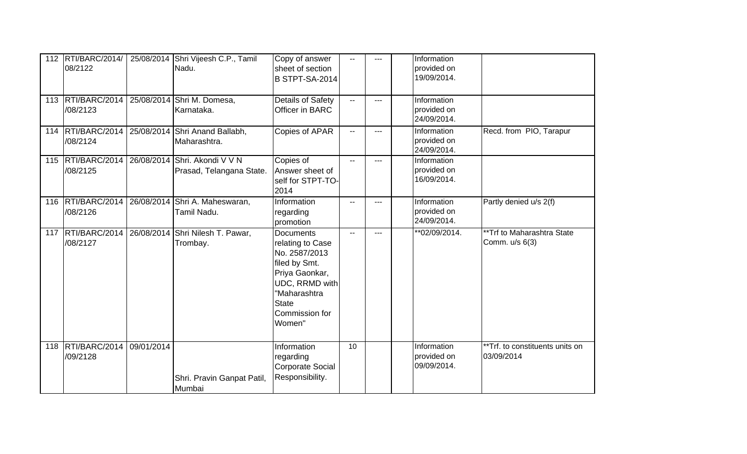| 112 | RTI/BARC/2014/ 08/2122 | 25/08/2014 | Shri Vijeesh C.P., Tamil Nadu. | Copy of answer sheet of section B STPT-SA-2014 | -- | --- | | Information provided on 19/09/2014. | |
|---|---|---|---|---|---|---|---|---|---|
| 113 | RTI/BARC/2014 /08/2123 | 25/08/2014 | Shri M. Domesa, Karnataka. | Details of Safety Officer in BARC | -- | --- | | Information provided on 24/09/2014. | |
| 114 | RTI/BARC/2014 /08/2124 | 25/08/2014 | Shri Anand Ballabh, Maharashtra. | Copies of APAR | -- | --- | | Information provided on 24/09/2014. | Recd. from PIO, Tarapur |
| 115 | RTI/BARC/2014 /08/2125 | 26/08/2014 | Shri. Akondi V V N Prasad, Telangana State. | Copies of Answer sheet of self for STPT-TO-2014 | -- | --- | | Information provided on 16/09/2014. | |
| 116 | RTI/BARC/2014 /08/2126 | 26/08/2014 | Shri A. Maheswaran, Tamil Nadu. | Information regarding promotion | -- | --- | | Information provided on 24/09/2014. | Partly denied u/s 2(f) |
| 117 | RTI/BARC/2014 /08/2127 | 26/08/2014 | Shri Nilesh T. Pawar, Trombay. | Documents relating to Case No. 2587/2013 filed by Smt. Priya Gaonkar, UDC, RRMD with "Maharashtra State Commission for Women" | -- | --- | | **02/09/2014. | **Trf to Maharashtra State Comm. u/s 6(3) |
| 118 | RTI/BARC/2014 /09/2128 | 09/01/2014 | Shri. Pravin Ganpat Patil, Mumbai | Information regarding Corporate Social Responsibility. | 10 | | | Information provided on 09/09/2014. | **Trf. to constituents units on 03/09/2014 |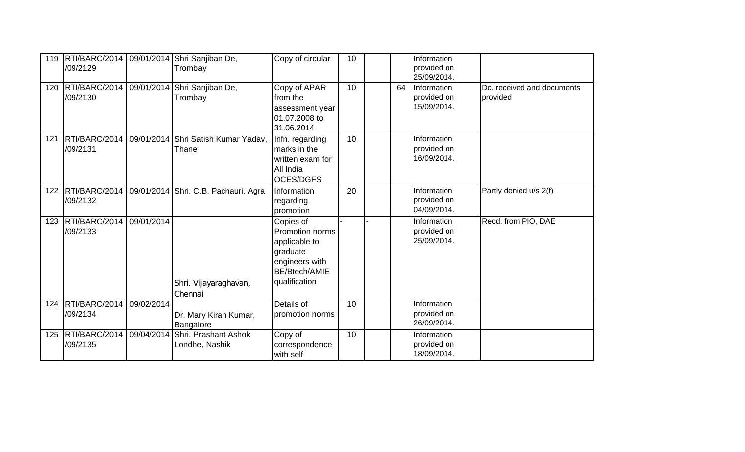| | | | | | | | | | |
|---|---|---|---|---|---|---|---|---|---|
| 119 | RTI/BARC/2014 /09/2129 | 09/01/2014 | Shri Sanjiban De, Trombay | Copy of circular | 10 | | | Information provided on 25/09/2014. | |
| 120 | RTI/BARC/2014 /09/2130 | 09/01/2014 | Shri Sanjiban De, Trombay | Copy of APAR from the assessment year 01.07.2008 to 31.06.2014 | 10 | | 64 | Information provided on 15/09/2014. | Dc. received and documents provided |
| 121 | RTI/BARC/2014 /09/2131 | 09/01/2014 | Shri Satish Kumar Yadav, Thane | Infn. regarding marks in the written exam for All India OCES/DGFS | 10 | | | Information provided on 16/09/2014. | |
| 122 | RTI/BARC/2014 /09/2132 | 09/01/2014 | Shri. C.B. Pachauri, Agra | Information regarding promotion | 20 | | | Information provided on 04/09/2014. | Partly denied u/s 2(f) |
| 123 | RTI/BARC/2014 /09/2133 | 09/01/2014 | Shri. Vijayaraghavan, Chennai | Copies of Promotion norms applicable to graduate engineers with BE/Btech/AMIE qualification | - | - | | Information provided on 25/09/2014. | Recd. from PIO, DAE |
| 124 | RTI/BARC/2014 /09/2134 | 09/02/2014 | Dr. Mary Kiran Kumar, Bangalore | Details of promotion norms | 10 | | | Information provided on 26/09/2014. | |
| 125 | RTI/BARC/2014 /09/2135 | 09/04/2014 | Shri. Prashant Ashok Londhe, Nashik | Copy of correspondence with self | 10 | | | Information provided on 18/09/2014. | |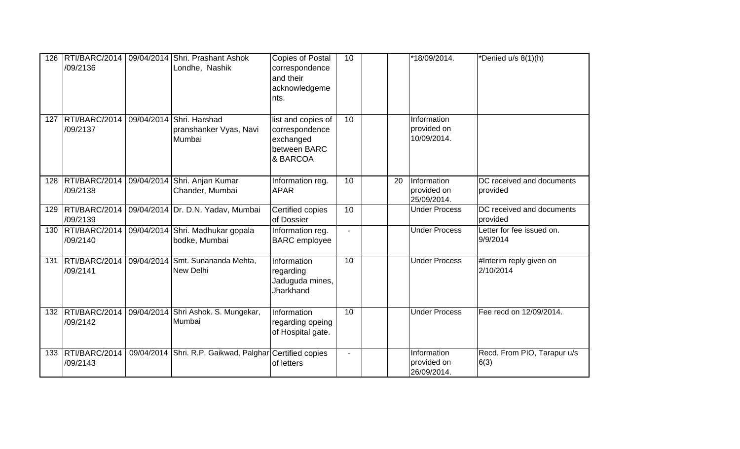| 126 | RTI/BARC/2014 /09/2136 | 09/04/2014 | Shri. Prashant Ashok Londhe, Nashik | Copies of Postal correspondence and their acknowledgeme nts. | 10 | | | *18/09/2014. | *Denied u/s 8(1)(h) |
|---|---|---|---|---|---|---|---|---|---|
| 127 | RTI/BARC/2014 /09/2137 | 09/04/2014 | Shri. Harshad pranshanker Vyas, Navi Mumbai | list and copies of correspondence exchanged between BARC & BARCOA | 10 | | | Information provided on 10/09/2014. | |
| 128 | RTI/BARC/2014 /09/2138 | 09/04/2014 | Shri. Anjan Kumar Chander, Mumbai | Information reg. APAR | 10 | | 20 | Information provided on 25/09/2014. | DC received and documents provided |
| 129 | RTI/BARC/2014 /09/2139 | 09/04/2014 | Dr. D.N. Yadav, Mumbai | Certified copies of Dossier | 10 | | | Under Process | DC received and documents provided |
| 130 | RTI/BARC/2014 /09/2140 | 09/04/2014 | Shri. Madhukar gopala bodke, Mumbai | Information reg. BARC employee | - | | | Under Process | Letter for fee issued on. 9/9/2014 |
| 131 | RTI/BARC/2014 /09/2141 | 09/04/2014 | Smt. Sunananda Mehta, New Delhi | Information regarding Jaduguda mines, Jharkhand | 10 | | | Under Process | #Interim reply given on 2/10/2014 |
| 132 | RTI/BARC/2014 /09/2142 | 09/04/2014 | Shri Ashok. S. Mungekar, Mumbai | Information regarding opeing of Hospital gate. | 10 | | | Under Process | Fee recd on 12/09/2014. |
| 133 | RTI/BARC/2014 /09/2143 | 09/04/2014 | Shri. R.P. Gaikwad, Palghar | Certified copies of letters | - | | | Information provided on 26/09/2014. | Recd. From PIO, Tarapur u/s 6(3) |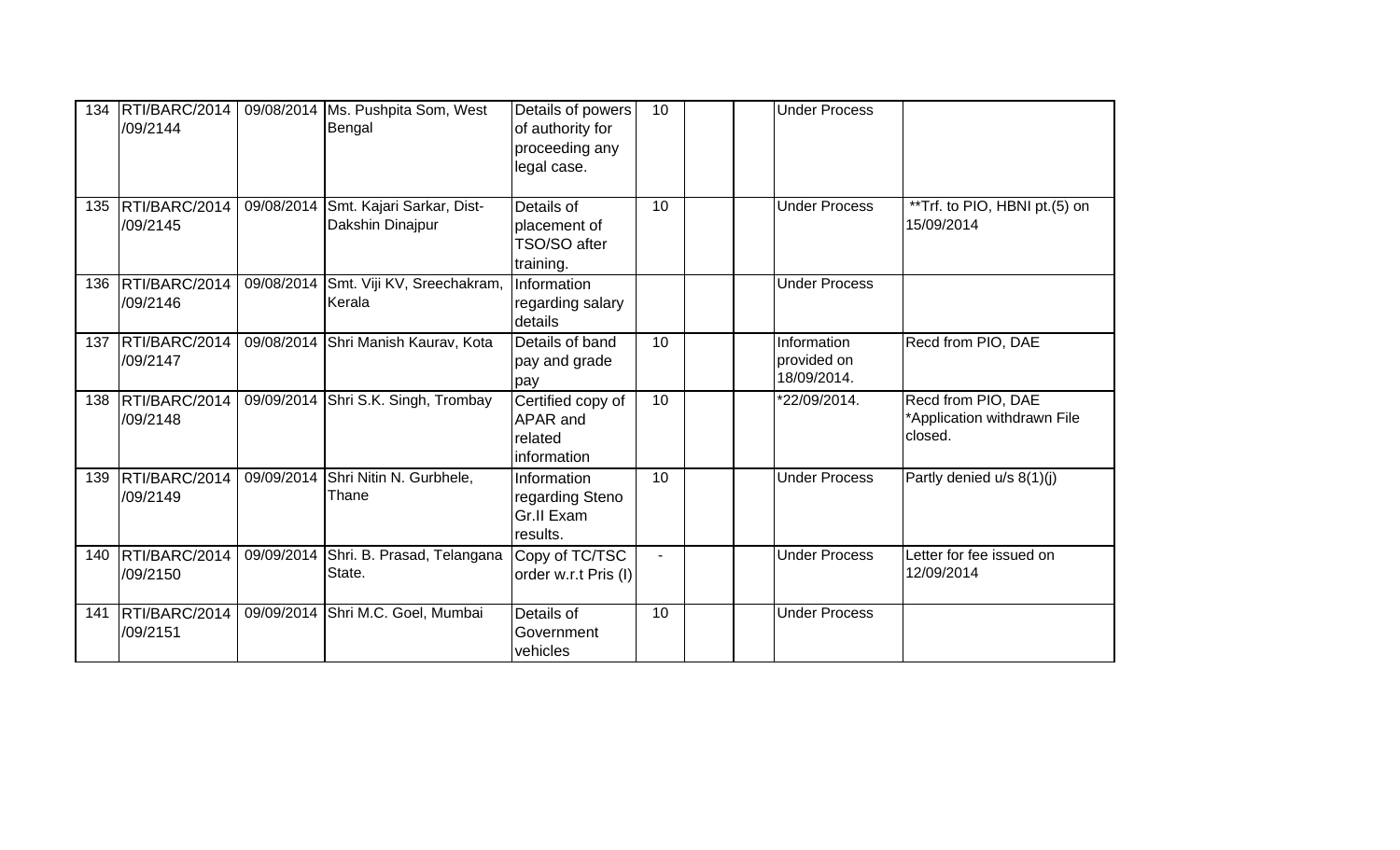| 134 | RTI/BARC/2014/09/2144 | 09/08/2014 | Ms. Pushpita Som, West Bengal | Details of powers of authority for proceeding any legal case. | 10 | | | Under Process | |
|---|---|---|---|---|---|---|---|---|---|
| 135 | RTI/BARC/2014/09/2145 | 09/08/2014 | Smt. Kajari Sarkar, Dist- Dakshin Dinajpur | Details of placement of TSO/SO after training. | 10 | | | Under Process | **Trf. to PIO, HBNI pt.(5) on 15/09/2014 |
| 136 | RTI/BARC/2014/09/2146 | 09/08/2014 | Smt. Viji KV, Sreechakram, Kerala | Information regarding salary details | | | | Under Process | |
| 137 | RTI/BARC/2014/09/2147 | 09/08/2014 | Shri Manish Kaurav, Kota | Details of band pay and grade pay | 10 | | | Information provided on 18/09/2014. | Recd from PIO, DAE |
| 138 | RTI/BARC/2014/09/2148 | 09/09/2014 | Shri S.K. Singh, Trombay | Certified copy of APAR and related information | 10 | | | *22/09/2014. | Recd from PIO, DAE *Application withdrawn File closed. |
| 139 | RTI/BARC/2014/09/2149 | 09/09/2014 | Shri Nitin N. Gurbhele, Thane | Information regarding Steno Gr.II Exam results. | 10 | | | Under Process | Partly denied u/s 8(1)(j) |
| 140 | RTI/BARC/2014/09/2150 | 09/09/2014 | Shri. B. Prasad, Telangana State. | Copy of TC/TSC order w.r.t Pris (I) | - | | | Under Process | Letter for fee issued on 12/09/2014 |
| 141 | RTI/BARC/2014/09/2151 | 09/09/2014 | Shri M.C. Goel, Mumbai | Details of Government vehicles | 10 | | | Under Process | |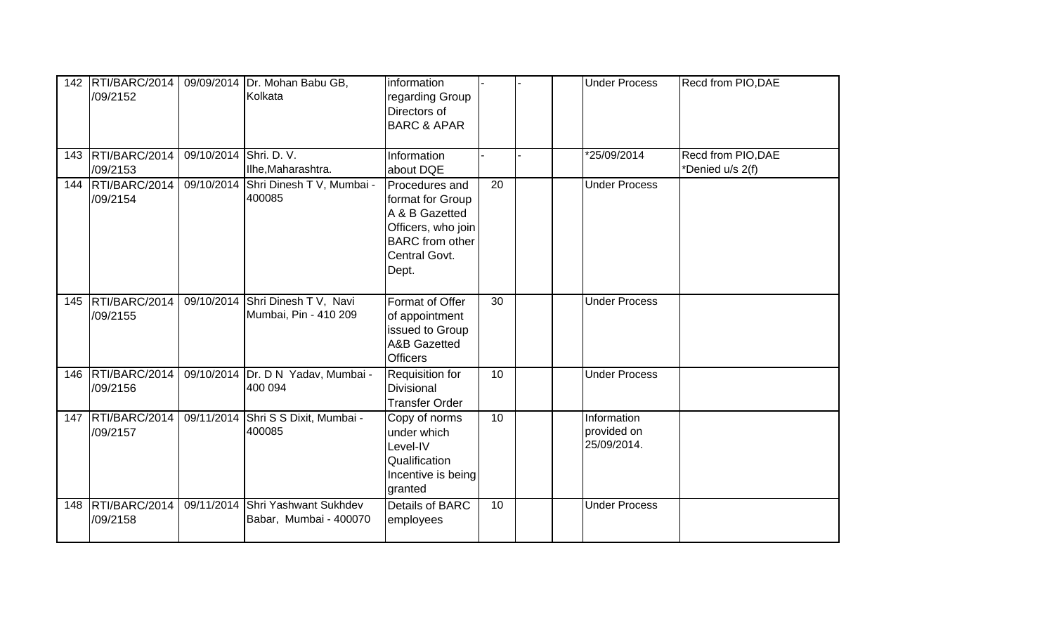| 142 | RTI/BARC/2014 /09/2152 | 09/09/2014 | Dr. Mohan Babu GB, Kolkata | information regarding Group Directors of BARC & APAR | - | - | | Under Process | Recd from PIO,DAE |
|---|---|---|---|---|---|---|---|---|---|
| 143 | RTI/BARC/2014 /09/2153 | 09/10/2014 | Shri. D. V. Ilhe,Maharashtra. | Information about DQE | - | - | | *25/09/2014 | Recd from PIO,DAE *Denied u/s 2(f) |
| 144 | RTI/BARC/2014 /09/2154 | 09/10/2014 | Shri Dinesh T V, Mumbai - 400085 | Procedures and format for Group A & B Gazetted Officers, who join BARC from other Central Govt. Dept. | 20 | | | Under Process | |
| 145 | RTI/BARC/2014 /09/2155 | 09/10/2014 | Shri Dinesh T V, Navi Mumbai, Pin - 410 209 | Format of Offer of appointment issued to Group A&B Gazetted Officers | 30 | | | Under Process | |
| 146 | RTI/BARC/2014 /09/2156 | 09/10/2014 | Dr. D N Yadav, Mumbai - 400 094 | Requisition for Divisional Transfer Order | 10 | | | Under Process | |
| 147 | RTI/BARC/2014 /09/2157 | 09/11/2014 | Shri S S Dixit, Mumbai - 400085 | Copy of norms under which Level-IV Qualification Incentive is being granted | 10 | | | Information provided on 25/09/2014. | |
| 148 | RTI/BARC/2014 /09/2158 | 09/11/2014 | Shri Yashwant Sukhdev Babar, Mumbai - 400070 | Details of BARC employees | 10 | | | Under Process | |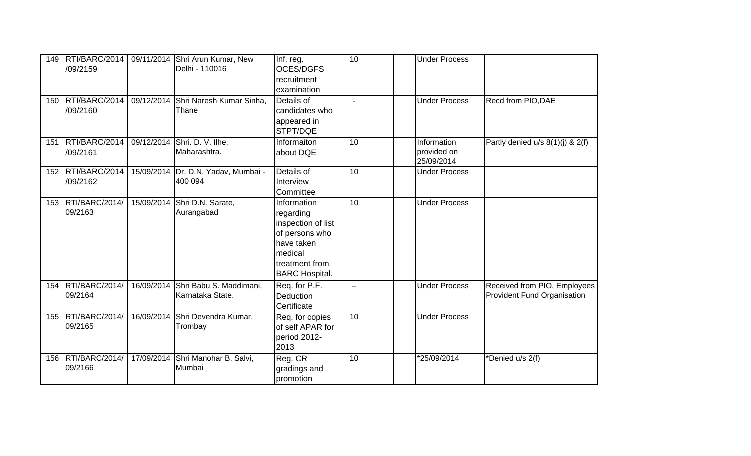| 149 | RTI/BARC/2014/09/2159 | 09/11/2014 | Shri Arun Kumar, New Delhi - 110016 | Inf. reg. OCES/DGFS recruitment examination | 10 | | | Under Process | |
|---|---|---|---|---|---|---|---|---|---|
| 150 | RTI/BARC/2014/09/2160 | 09/12/2014 | Shri Naresh Kumar Sinha, Thane | Details of candidates who appeared in STPT/DQE | - | | | Under Process | Recd from PIO,DAE |
| 151 | RTI/BARC/2014/09/2161 | 09/12/2014 | Shri. D. V. Ilhe, Maharashtra. | Informaiton about DQE | 10 | | | Information provided on 25/09/2014 | Partly denied u/s 8(1)(j) & 2(f) |
| 152 | RTI/BARC/2014/09/2162 | 15/09/2014 | Dr. D.N. Yadav, Mumbai - 400 094 | Details of Interview Committee | 10 | | | Under Process | |
| 153 | RTI/BARC/2014/09/2163 | 15/09/2014 | Shri D.N. Sarate, Aurangabad | Information regarding inspection of list of persons who have taken medical treatment from BARC Hospital. | 10 | | | Under Process | |
| 154 | RTI/BARC/2014/09/2164 | 16/09/2014 | Shri Babu S. Maddimani, Karnataka State. | Req. for P.F. Deduction Certificate | -- | | | Under Process | Received from PIO, Employees Provident Fund Organisation |
| 155 | RTI/BARC/2014/09/2165 | 16/09/2014 | Shri Devendra Kumar, Trombay | Req. for copies of self APAR for period 2012-2013 | 10 | | | Under Process | |
| 156 | RTI/BARC/2014/09/2166 | 17/09/2014 | Shri Manohar B. Salvi, Mumbai | Reg. CR gradings and promotion | 10 | | | *25/09/2014 | *Denied u/s 2(f) |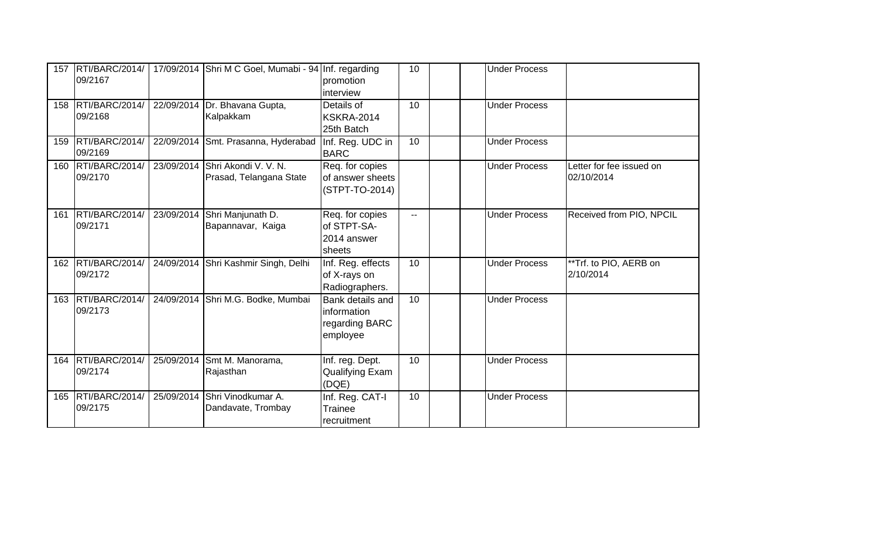| 157 | RTI/BARC/2014/09/2167 | 17/09/2014 | Shri M C Goel, Mumabi - 94 | Inf. regarding promotion interview | 10 | | | Under Process | |
|---|---|---|---|---|---|---|---|---|---|
| 158 | RTI/BARC/2014/09/2168 | 22/09/2014 | Dr. Bhavana Gupta, Kalpakkam | Details of KSKRA-2014 25th Batch | 10 | | | Under Process | |
| 159 | RTI/BARC/2014/09/2169 | 22/09/2014 | Smt. Prasanna, Hyderabad | Inf. Reg. UDC in BARC | 10 | | | Under Process | |
| 160 | RTI/BARC/2014/09/2170 | 23/09/2014 | Shri Akondi V. V. N. Prasad, Telangana State | Req. for copies of answer sheets (STPT-TO-2014) | | | | Under Process | Letter for fee issued on 02/10/2014 |
| 161 | RTI/BARC/2014/09/2171 | 23/09/2014 | Shri Manjunath D. Bapannavar, Kaiga | Req. for copies of STPT-SA-2014 answer sheets | -- | | | Under Process | Received from PIO, NPCIL |
| 162 | RTI/BARC/2014/09/2172 | 24/09/2014 | Shri Kashmir Singh, Delhi | Inf. Reg. effects of X-rays on Radiographers. | 10 | | | Under Process | **Trf. to PIO, AERB on 2/10/2014 |
| 163 | RTI/BARC/2014/09/2173 | 24/09/2014 | Shri M.G. Bodke, Mumbai | Bank details and information regarding BARC employee | 10 | | | Under Process | |
| 164 | RTI/BARC/2014/09/2174 | 25/09/2014 | Smt M. Manorama, Rajasthan | Inf. reg. Dept. Qualifying Exam (DQE) | 10 | | | Under Process | |
| 165 | RTI/BARC/2014/09/2175 | 25/09/2014 | Shri Vinodkumar A. Dandavate, Trombay | Inf. Reg. CAT-I Trainee recruitment | 10 | | | Under Process | |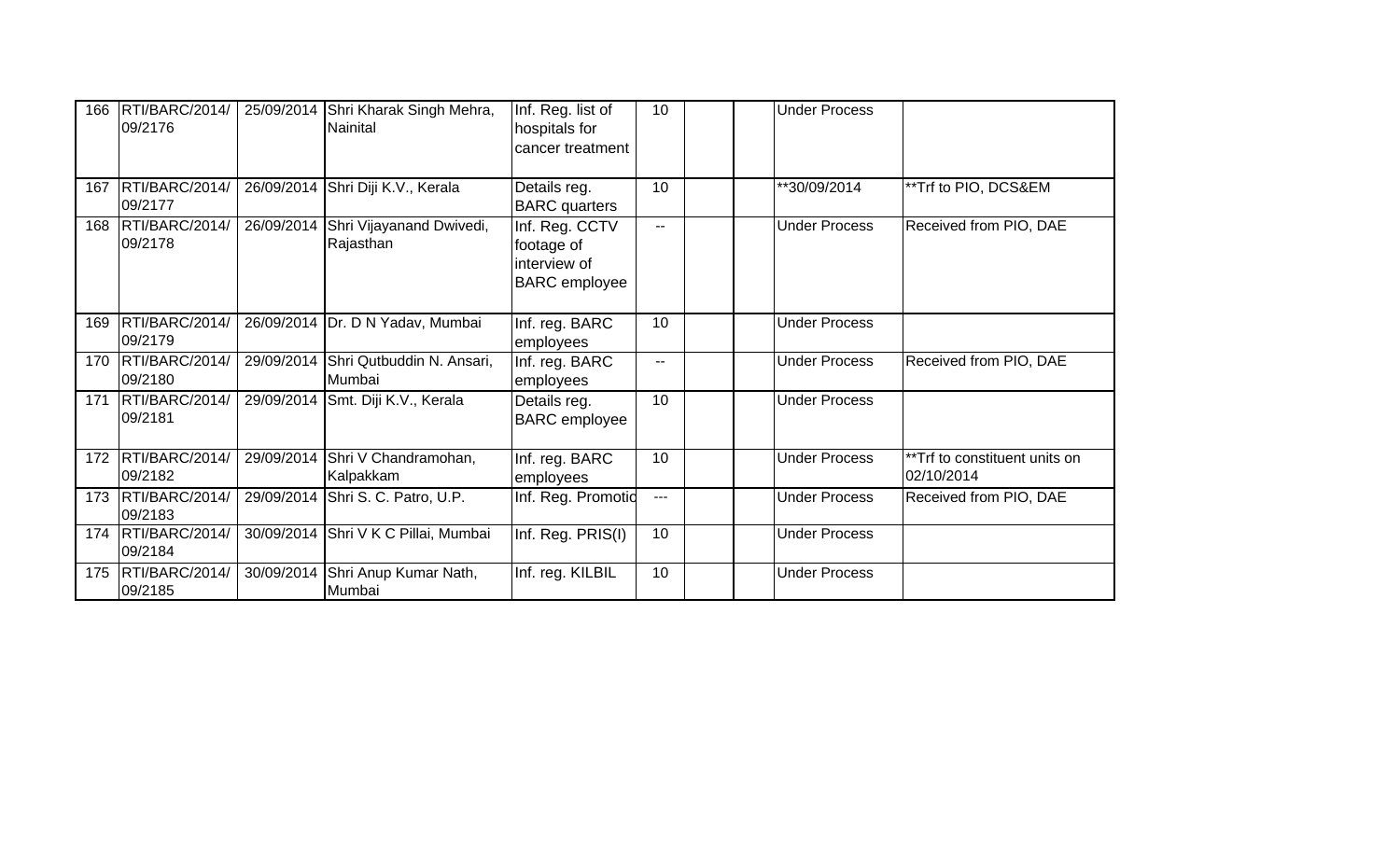| 166 | RTI/BARC/2014/09/2176 | 25/09/2014 | Shri Kharak Singh Mehra, Nainital | Inf. Reg. list of hospitals for cancer treatment | 10 | | | Under Process | |
|---|---|---|---|---|---|---|---|---|---|
| 167 | RTI/BARC/2014/09/2177 | 26/09/2014 | Shri Diji K.V., Kerala | Details reg. BARC quarters | 10 | | | **30/09/2014 | **Trf to PIO, DCS&EM |
| 168 | RTI/BARC/2014/09/2178 | 26/09/2014 | Shri Vijayanand Dwivedi, Rajasthan | Inf. Reg. CCTV footage of interview of BARC employee | -- | | | Under Process | Received from PIO, DAE |
| 169 | RTI/BARC/2014/09/2179 | 26/09/2014 | Dr. D N Yadav, Mumbai | Inf. reg. BARC employees | 10 | | | Under Process | |
| 170 | RTI/BARC/2014/09/2180 | 29/09/2014 | Shri Qutbuddin N. Ansari, Mumbai | Inf. reg. BARC employees | -- | | | Under Process | Received from PIO, DAE |
| 171 | RTI/BARC/2014/09/2181 | 29/09/2014 | Smt. Diji K.V., Kerala | Details reg. BARC employee | 10 | | | Under Process | |
| 172 | RTI/BARC/2014/09/2182 | 29/09/2014 | Shri V Chandramohan, Kalpakkam | Inf. reg. BARC employees | 10 | | | Under Process | **Trf to constituent units on 02/10/2014 |
| 173 | RTI/BARC/2014/09/2183 | 29/09/2014 | Shri S. C. Patro, U.P. | Inf. Reg. Promotio | --- | | | Under Process | Received from PIO, DAE |
| 174 | RTI/BARC/2014/09/2184 | 30/09/2014 | Shri V K C Pillai, Mumbai | Inf. Reg. PRIS(I) | 10 | | | Under Process | |
| 175 | RTI/BARC/2014/09/2185 | 30/09/2014 | Shri Anup Kumar Nath, Mumbai | Inf. reg. KILBIL | 10 | | | Under Process | |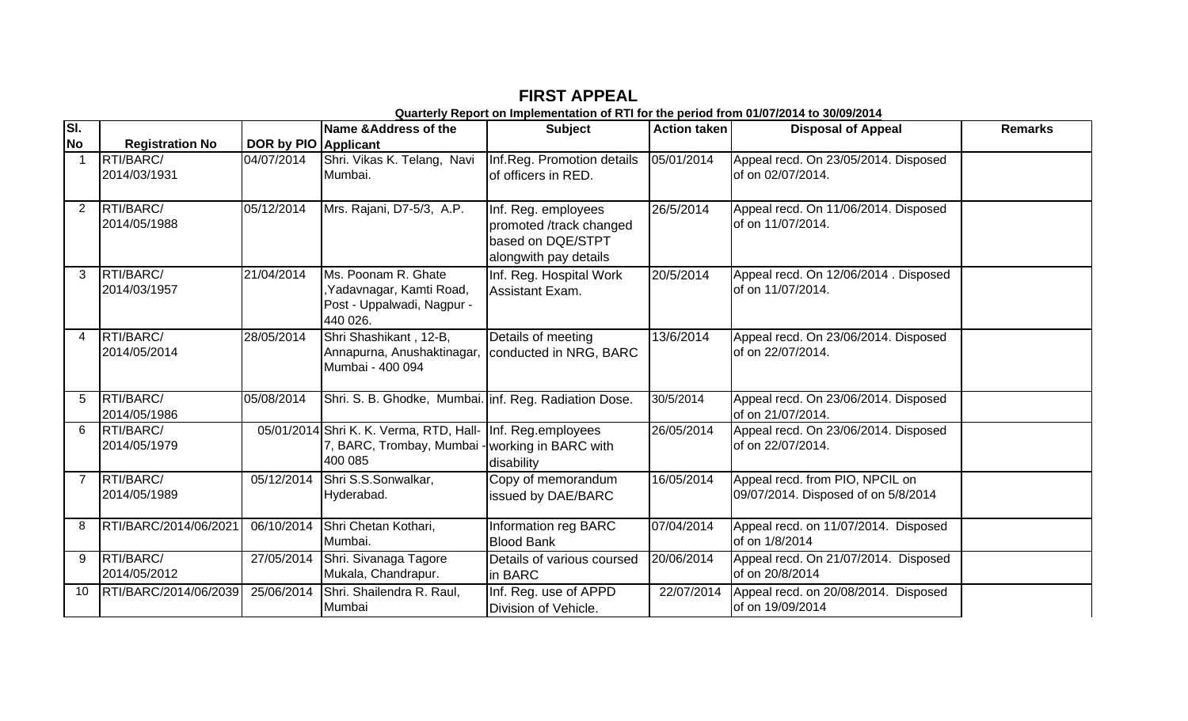# FIRST APPEAL

**Quarterly Report on Implementation of RTI for the period from 01/07/2014 to 30/09/2014**

| Sl. No | Registration No | DOR by PIO | Name &Address of the Applicant | Subject | Action taken | Disposal of Appeal | Remarks |
|---|---|---|---|---|---|---|---|
| 1 | RTI/BARC/ 2014/03/1931 | 04/07/2014 | Shri. Vikas K. Telang, Navi Mumbai. | Inf.Reg. Promotion details of officers in RED. | 05/01/2014 | Appeal recd. On 23/05/2014. Disposed of on 02/07/2014. | |
| 2 | RTI/BARC/ 2014/05/1988 | 05/12/2014 | Mrs. Rajani, D7-5/3, A.P. | Inf. Reg. employees promoted /track changed based on DQE/STPT alongwith pay details | 26/5/2014 | Appeal recd. On 11/06/2014. Disposed of on 11/07/2014. | |
| 3 | RTI/BARC/ 2014/03/1957 | 21/04/2014 | Ms. Poonam R. Ghate ,Yadavnagar, Kamti Road, Post - Uppalwadi, Nagpur - 440 026. | Inf. Reg. Hospital Work Assistant Exam. | 20/5/2014 | Appeal recd. On 12/06/2014 . Disposed of on 11/07/2014. | |
| 4 | RTI/BARC/ 2014/05/2014 | 28/05/2014 | Shri Shashikant , 12-B, Annapurna, Anushaktinagar, Mumbai - 400 094 | Details of meeting conducted in NRG, BARC | 13/6/2014 | Appeal recd. On 23/06/2014. Disposed of on 22/07/2014. | |
| 5 | RTI/BARC/ 2014/05/1986 | 05/08/2014 | Shri. S. B. Ghodke, Mumbai. | inf. Reg. Radiation Dose. | 30/5/2014 | Appeal recd. On 23/06/2014. Disposed of on 21/07/2014. | |
| 6 | RTI/BARC/ 2014/05/1979 | 05/01/2014 | Shri K. K. Verma, RTD, Hall-7, BARC, Trombay, Mumbai - 400 085 | Inf. Reg.employees working in BARC with disability | 26/05/2014 | Appeal recd. On 23/06/2014. Disposed of on 22/07/2014. | |
| 7 | RTI/BARC/ 2014/05/1989 | 05/12/2014 | Shri S.S.Sonwalkar, Hyderabad. | Copy of memorandum issued by DAE/BARC | 16/05/2014 | Appeal recd. from PIO, NPCIL on 09/07/2014. Disposed of on 5/8/2014 | |
| 8 | RTI/BARC/2014/06/2021 | 06/10/2014 | Shri Chetan Kothari, Mumbai. | Information reg BARC Blood Bank | 07/04/2014 | Appeal recd. on 11/07/2014. Disposed of on 1/8/2014 | |
| 9 | RTI/BARC/ 2014/05/2012 | 27/05/2014 | Shri. Sivanaga Tagore Mukala, Chandrapur. | Details of various coursed in BARC | 20/06/2014 | Appeal recd. On 21/07/2014. Disposed of on 20/8/2014 | |
| 10 | RTI/BARC/2014/06/2039 | 25/06/2014 | Shri. Shailendra R. Raul, Mumbai | Inf. Reg. use of APPD Division of Vehicle. | 22/07/2014 | Appeal recd. on 20/08/2014. Disposed of on 19/09/2014 | |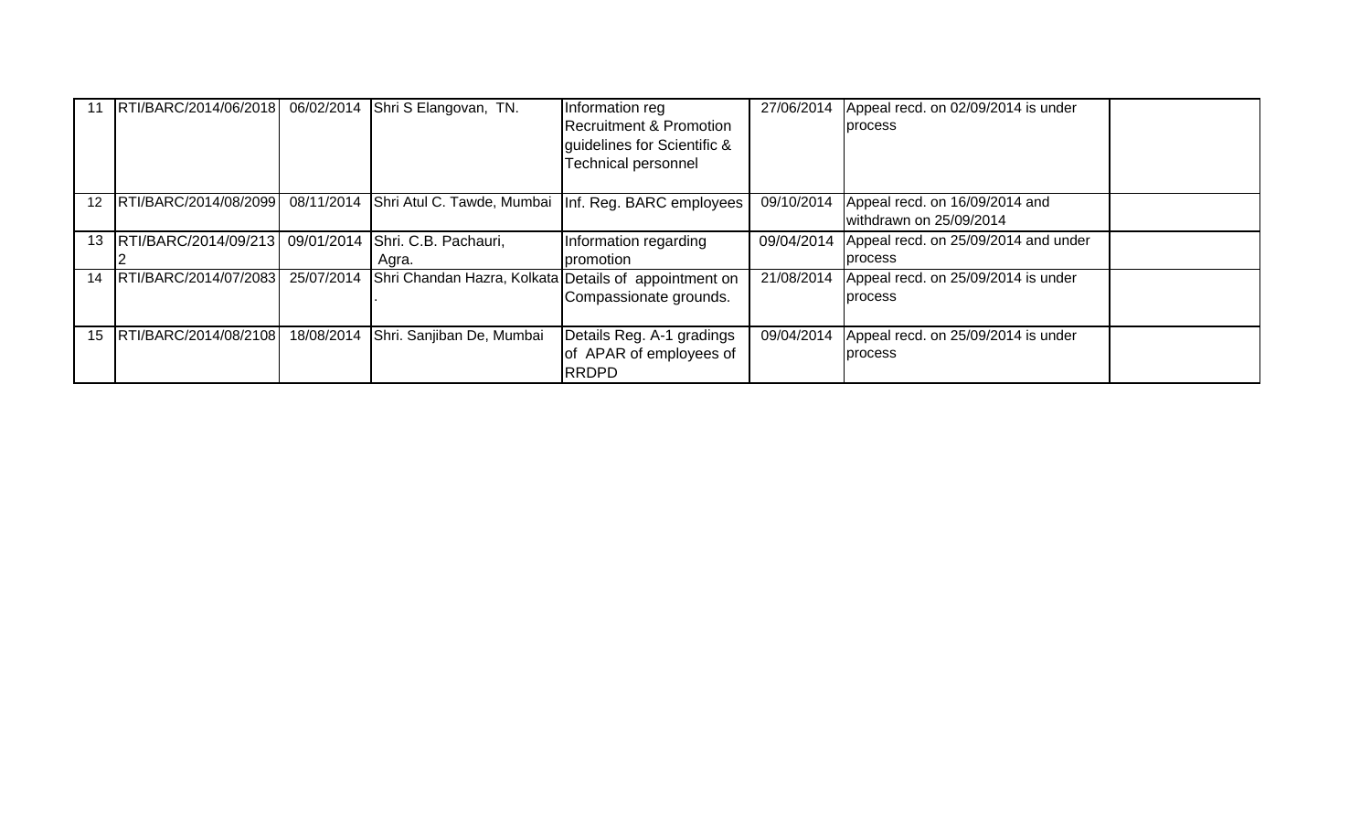| | | | | | | | |
|---|---|---|---|---|---|---|---|
| 11 | RTI/BARC/2014/06/2018 | 06/02/2014 | Shri S Elangovan, TN. | Information reg Recruitment & Promotion guidelines for Scientific & Technical personnel | 27/06/2014 | Appeal recd. on 02/09/2014 is under process | |
| 12 | RTI/BARC/2014/08/2099 | 08/11/2014 | Shri Atul C. Tawde, Mumbai | Inf. Reg. BARC employees | 09/10/2014 | Appeal recd. on 16/09/2014 and withdrawn on 25/09/2014 | |
| 13 | RTI/BARC/2014/09/2132 | 09/01/2014 | Shri. C.B. Pachauri, Agra. | Information regarding promotion | 09/04/2014 | Appeal recd. on 25/09/2014 and under process | |
| 14 | RTI/BARC/2014/07/2083 | 25/07/2014 | Shri Chandan Hazra, Kolkata. | Details of appointment on Compassionate grounds. | 21/08/2014 | Appeal recd. on 25/09/2014 is under process | |
| 15 | RTI/BARC/2014/08/2108 | 18/08/2014 | Shri. Sanjiban De, Mumbai | Details Reg. A-1 gradings of APAR of employees of RRDPD | 09/04/2014 | Appeal recd. on 25/09/2014 is under process | |